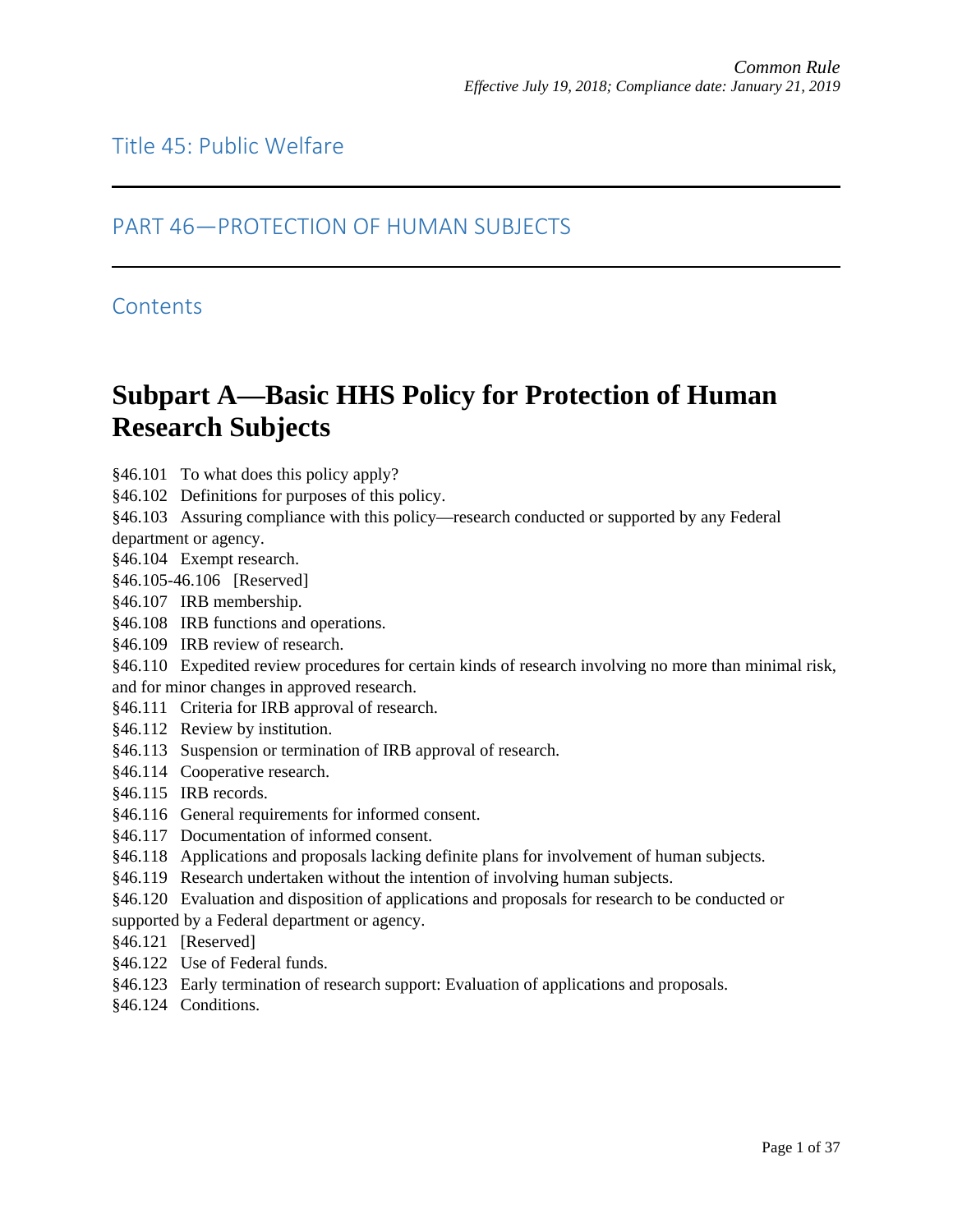# Title 45: Public Welfare

## PART 46—PROTECTION OF HUMAN SUBJECTS

### Contents

# Subpart A—Basic HHS Policy for Protection of Human Research Subjects

§46.101 To what does this policy apply?
§46.102 Definitions for purposes of this policy.
§46.103 Assuring compliance with this policy—research conducted or supported by any Federal department or agency.
§46.104 Exempt research.
§46.105-46.106 [Reserved]
§46.107 IRB membership.
§46.108 IRB functions and operations.
§46.109 IRB review of research.
§46.110 Expedited review procedures for certain kinds of research involving no more than minimal risk, and for minor changes in approved research.
§46.111 Criteria for IRB approval of research.
§46.112 Review by institution.
§46.113 Suspension or termination of IRB approval of research.
§46.114 Cooperative research.
§46.115 IRB records.
§46.116 General requirements for informed consent.
§46.117 Documentation of informed consent.
§46.118 Applications and proposals lacking definite plans for involvement of human subjects.
§46.119 Research undertaken without the intention of involving human subjects.
§46.120 Evaluation and disposition of applications and proposals for research to be conducted or supported by a Federal department or agency.
§46.121 [Reserved]
§46.122 Use of Federal funds.
§46.123 Early termination of research support: Evaluation of applications and proposals.
§46.124 Conditions.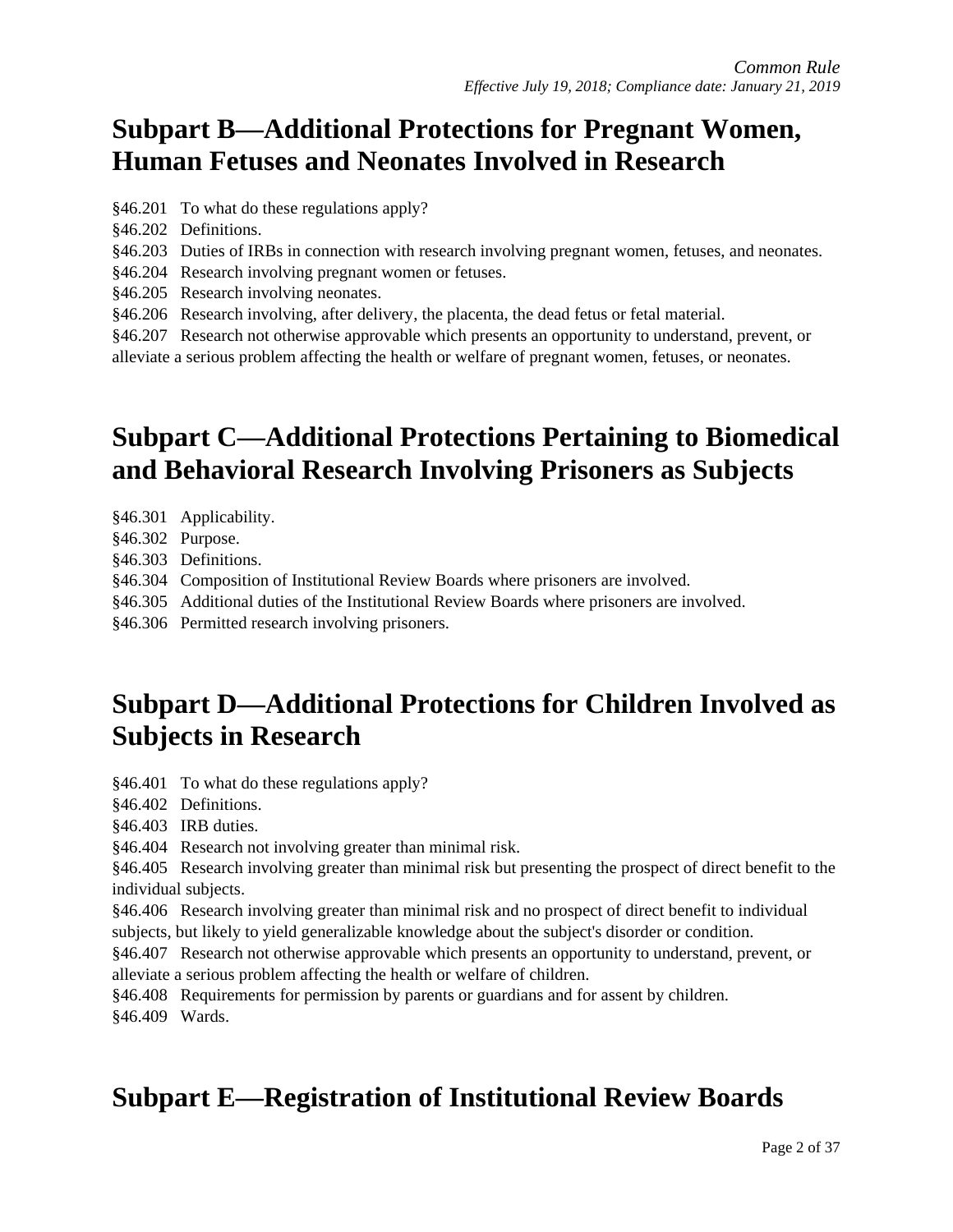## Subpart B—Additional Protections for Pregnant Women, Human Fetuses and Neonates Involved in Research

§46.201 To what do these regulations apply?

§46.202 Definitions.

§46.203 Duties of IRBs in connection with research involving pregnant women, fetuses, and neonates.

§46.204 Research involving pregnant women or fetuses.

§46.205 Research involving neonates.

§46.206 Research involving, after delivery, the placenta, the dead fetus or fetal material.

§46.207 Research not otherwise approvable which presents an opportunity to understand, prevent, or alleviate a serious problem affecting the health or welfare of pregnant women, fetuses, or neonates.

## Subpart C—Additional Protections Pertaining to Biomedical and Behavioral Research Involving Prisoners as Subjects

§46.301 Applicability.

§46.302 Purpose.

§46.303 Definitions.

§46.304 Composition of Institutional Review Boards where prisoners are involved.

§46.305 Additional duties of the Institutional Review Boards where prisoners are involved.

§46.306 Permitted research involving prisoners.

## Subpart D—Additional Protections for Children Involved as Subjects in Research

§46.401 To what do these regulations apply?

§46.402 Definitions.

§46.403 IRB duties.

§46.404 Research not involving greater than minimal risk.

§46.405 Research involving greater than minimal risk but presenting the prospect of direct benefit to the individual subjects.

§46.406 Research involving greater than minimal risk and no prospect of direct benefit to individual subjects, but likely to yield generalizable knowledge about the subject's disorder or condition.

§46.407 Research not otherwise approvable which presents an opportunity to understand, prevent, or alleviate a serious problem affecting the health or welfare of children.

§46.408 Requirements for permission by parents or guardians and for assent by children.

§46.409 Wards.

## Subpart E—Registration of Institutional Review Boards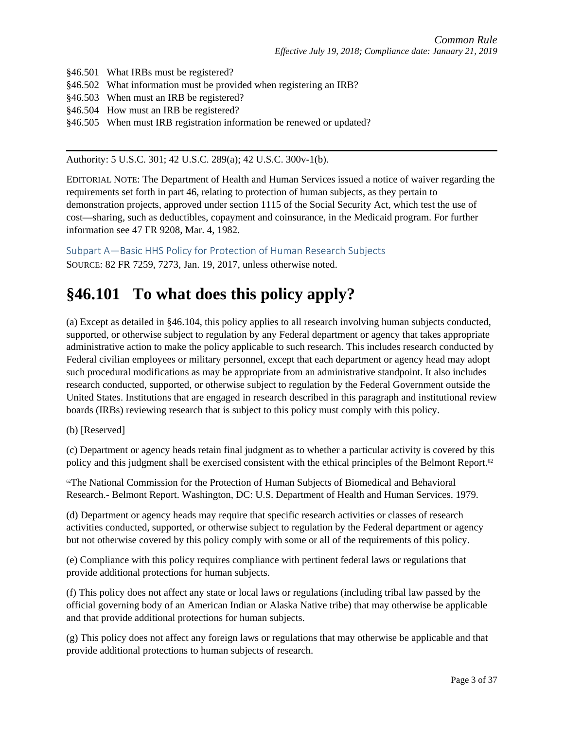§46.501 What IRBs must be registered?

§46.502 What information must be provided when registering an IRB?

§46.503 When must an IRB be registered?

§46.504 How must an IRB be registered?

§46.505 When must IRB registration information be renewed or updated?

---

Authority: 5 U.S.C. 301; 42 U.S.C. 289(a); 42 U.S.C. 300v-1(b).

EDITORIAL NOTE: The Department of Health and Human Services issued a notice of waiver regarding the requirements set forth in part 46, relating to protection of human subjects, as they pertain to demonstration projects, approved under section 1115 of the Social Security Act, which test the use of cost—sharing, such as deductibles, copayment and coinsurance, in the Medicaid program. For further information see 47 FR 9208, Mar. 4, 1982.

### Subpart A—Basic HHS Policy for Protection of Human Research Subjects

SOURCE: 82 FR 7259, 7273, Jan. 19, 2017, unless otherwise noted.

# §46.101 To what does this policy apply?

(a) Except as detailed in §46.104, this policy applies to all research involving human subjects conducted, supported, or otherwise subject to regulation by any Federal department or agency that takes appropriate administrative action to make the policy applicable to such research. This includes research conducted by Federal civilian employees or military personnel, except that each department or agency head may adopt such procedural modifications as may be appropriate from an administrative standpoint. It also includes research conducted, supported, or otherwise subject to regulation by the Federal Government outside the United States. Institutions that are engaged in research described in this paragraph and institutional review boards (IRBs) reviewing research that is subject to this policy must comply with this policy.

(b) [Reserved]

(c) Department or agency heads retain final judgment as to whether a particular activity is covered by this policy and this judgment shall be exercised consistent with the ethical principles of the Belmont Report.[62]

[62]The National Commission for the Protection of Human Subjects of Biomedical and Behavioral Research.- Belmont Report. Washington, DC: U.S. Department of Health and Human Services. 1979.

(d) Department or agency heads may require that specific research activities or classes of research activities conducted, supported, or otherwise subject to regulation by the Federal department or agency but not otherwise covered by this policy comply with some or all of the requirements of this policy.

(e) Compliance with this policy requires compliance with pertinent federal laws or regulations that provide additional protections for human subjects.

(f) This policy does not affect any state or local laws or regulations (including tribal law passed by the official governing body of an American Indian or Alaska Native tribe) that may otherwise be applicable and that provide additional protections for human subjects.

(g) This policy does not affect any foreign laws or regulations that may otherwise be applicable and that provide additional protections to human subjects of research.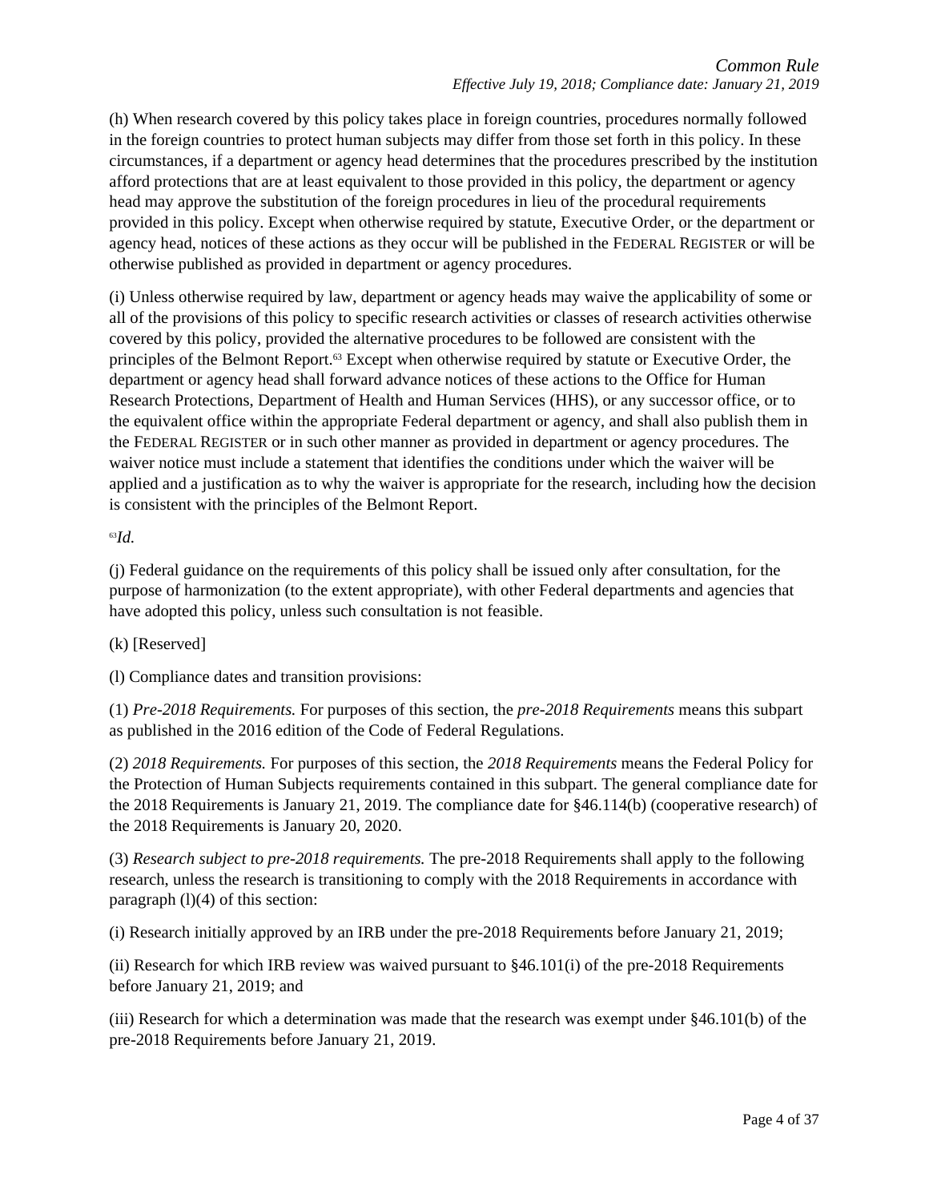(h) When research covered by this policy takes place in foreign countries, procedures normally followed in the foreign countries to protect human subjects may differ from those set forth in this policy. In these circumstances, if a department or agency head determines that the procedures prescribed by the institution afford protections that are at least equivalent to those provided in this policy, the department or agency head may approve the substitution of the foreign procedures in lieu of the procedural requirements provided in this policy. Except when otherwise required by statute, Executive Order, or the department or agency head, notices of these actions as they occur will be published in the FEDERAL REGISTER or will be otherwise published as provided in department or agency procedures.

(i) Unless otherwise required by law, department or agency heads may waive the applicability of some or all of the provisions of this policy to specific research activities or classes of research activities otherwise covered by this policy, provided the alternative procedures to be followed are consistent with the principles of the Belmont Report.[63] Except when otherwise required by statute or Executive Order, the department or agency head shall forward advance notices of these actions to the Office for Human Research Protections, Department of Health and Human Services (HHS), or any successor office, or to the equivalent office within the appropriate Federal department or agency, and shall also publish them in the FEDERAL REGISTER or in such other manner as provided in department or agency procedures. The waiver notice must include a statement that identifies the conditions under which the waiver will be applied and a justification as to why the waiver is appropriate for the research, including how the decision is consistent with the principles of the Belmont Report.

[63]*Id.*

(j) Federal guidance on the requirements of this policy shall be issued only after consultation, for the purpose of harmonization (to the extent appropriate), with other Federal departments and agencies that have adopted this policy, unless such consultation is not feasible.

(k) [Reserved]

(l) Compliance dates and transition provisions:

(1) *Pre-2018 Requirements.* For purposes of this section, the *pre-2018 Requirements* means this subpart as published in the 2016 edition of the Code of Federal Regulations.

(2) *2018 Requirements.* For purposes of this section, the *2018 Requirements* means the Federal Policy for the Protection of Human Subjects requirements contained in this subpart. The general compliance date for the 2018 Requirements is January 21, 2019. The compliance date for §46.114(b) (cooperative research) of the 2018 Requirements is January 20, 2020.

(3) *Research subject to pre-2018 requirements.* The pre-2018 Requirements shall apply to the following research, unless the research is transitioning to comply with the 2018 Requirements in accordance with paragraph (l)(4) of this section:

(i) Research initially approved by an IRB under the pre-2018 Requirements before January 21, 2019;

(ii) Research for which IRB review was waived pursuant to §46.101(i) of the pre-2018 Requirements before January 21, 2019; and

(iii) Research for which a determination was made that the research was exempt under §46.101(b) of the pre-2018 Requirements before January 21, 2019.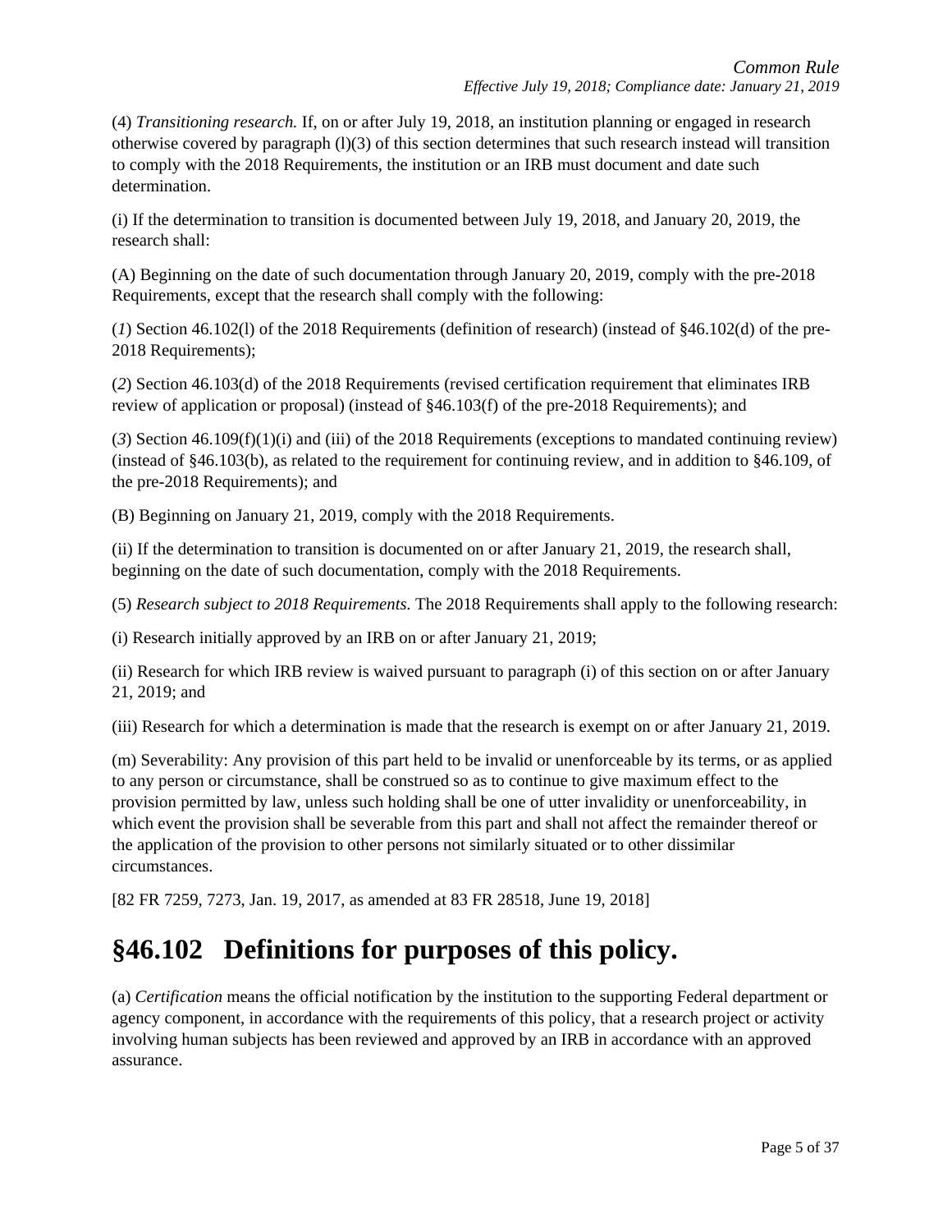(4) *Transitioning research.* If, on or after July 19, 2018, an institution planning or engaged in research otherwise covered by paragraph (l)(3) of this section determines that such research instead will transition to comply with the 2018 Requirements, the institution or an IRB must document and date such determination.

(i) If the determination to transition is documented between July 19, 2018, and January 20, 2019, the research shall:

(A) Beginning on the date of such documentation through January 20, 2019, comply with the pre-2018 Requirements, except that the research shall comply with the following:

(*1*) Section 46.102(l) of the 2018 Requirements (definition of research) (instead of §46.102(d) of the pre-2018 Requirements);

(*2*) Section 46.103(d) of the 2018 Requirements (revised certification requirement that eliminates IRB review of application or proposal) (instead of §46.103(f) of the pre-2018 Requirements); and

(*3*) Section 46.109(f)(1)(i) and (iii) of the 2018 Requirements (exceptions to mandated continuing review) (instead of §46.103(b), as related to the requirement for continuing review, and in addition to §46.109, of the pre-2018 Requirements); and

(B) Beginning on January 21, 2019, comply with the 2018 Requirements.

(ii) If the determination to transition is documented on or after January 21, 2019, the research shall, beginning on the date of such documentation, comply with the 2018 Requirements.

(5) *Research subject to 2018 Requirements.* The 2018 Requirements shall apply to the following research:

(i) Research initially approved by an IRB on or after January 21, 2019;

(ii) Research for which IRB review is waived pursuant to paragraph (i) of this section on or after January 21, 2019; and

(iii) Research for which a determination is made that the research is exempt on or after January 21, 2019.

(m) Severability: Any provision of this part held to be invalid or unenforceable by its terms, or as applied to any person or circumstance, shall be construed so as to continue to give maximum effect to the provision permitted by law, unless such holding shall be one of utter invalidity or unenforceability, in which event the provision shall be severable from this part and shall not affect the remainder thereof or the application of the provision to other persons not similarly situated or to other dissimilar circumstances.

[82 FR 7259, 7273, Jan. 19, 2017, as amended at 83 FR 28518, June 19, 2018]

# §46.102 Definitions for purposes of this policy.

(a) *Certification* means the official notification by the institution to the supporting Federal department or agency component, in accordance with the requirements of this policy, that a research project or activity involving human subjects has been reviewed and approved by an IRB in accordance with an approved assurance.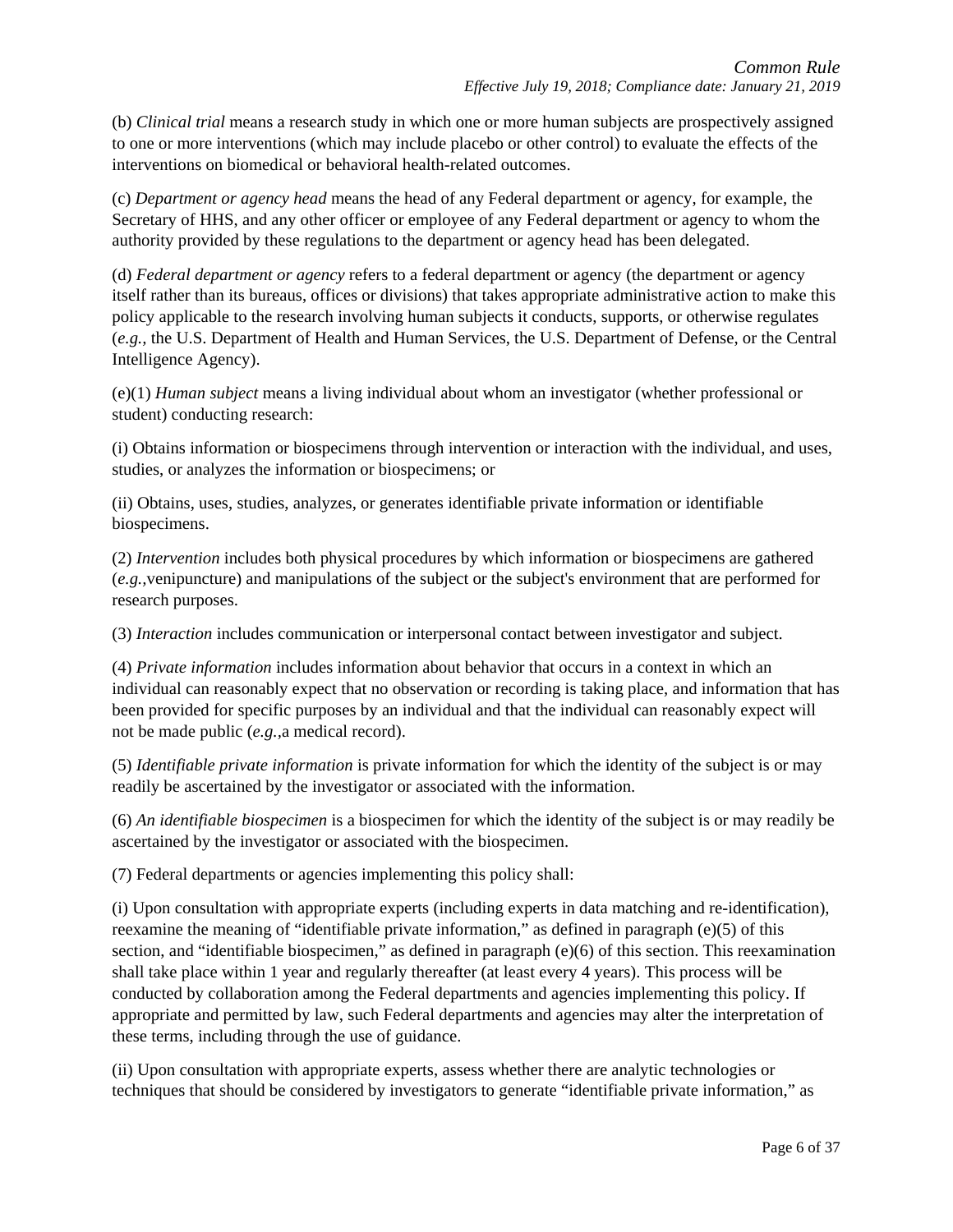(b) *Clinical trial* means a research study in which one or more human subjects are prospectively assigned to one or more interventions (which may include placebo or other control) to evaluate the effects of the interventions on biomedical or behavioral health-related outcomes.

(c) *Department or agency head* means the head of any Federal department or agency, for example, the Secretary of HHS, and any other officer or employee of any Federal department or agency to whom the authority provided by these regulations to the department or agency head has been delegated.

(d) *Federal department or agency* refers to a federal department or agency (the department or agency itself rather than its bureaus, offices or divisions) that takes appropriate administrative action to make this policy applicable to the research involving human subjects it conducts, supports, or otherwise regulates (*e.g.,* the U.S. Department of Health and Human Services, the U.S. Department of Defense, or the Central Intelligence Agency).

(e)(1) *Human subject* means a living individual about whom an investigator (whether professional or student) conducting research:

(i) Obtains information or biospecimens through intervention or interaction with the individual, and uses, studies, or analyzes the information or biospecimens; or

(ii) Obtains, uses, studies, analyzes, or generates identifiable private information or identifiable biospecimens.

(2) *Intervention* includes both physical procedures by which information or biospecimens are gathered (*e.g.,*venipuncture) and manipulations of the subject or the subject's environment that are performed for research purposes.

(3) *Interaction* includes communication or interpersonal contact between investigator and subject.

(4) *Private information* includes information about behavior that occurs in a context in which an individual can reasonably expect that no observation or recording is taking place, and information that has been provided for specific purposes by an individual and that the individual can reasonably expect will not be made public (*e.g.,*a medical record).

(5) *Identifiable private information* is private information for which the identity of the subject is or may readily be ascertained by the investigator or associated with the information.

(6) *An identifiable biospecimen* is a biospecimen for which the identity of the subject is or may readily be ascertained by the investigator or associated with the biospecimen.

(7) Federal departments or agencies implementing this policy shall:

(i) Upon consultation with appropriate experts (including experts in data matching and re-identification), reexamine the meaning of “identifiable private information,” as defined in paragraph (e)(5) of this section, and “identifiable biospecimen,” as defined in paragraph (e)(6) of this section. This reexamination shall take place within 1 year and regularly thereafter (at least every 4 years). This process will be conducted by collaboration among the Federal departments and agencies implementing this policy. If appropriate and permitted by law, such Federal departments and agencies may alter the interpretation of these terms, including through the use of guidance.

(ii) Upon consultation with appropriate experts, assess whether there are analytic technologies or techniques that should be considered by investigators to generate “identifiable private information,” as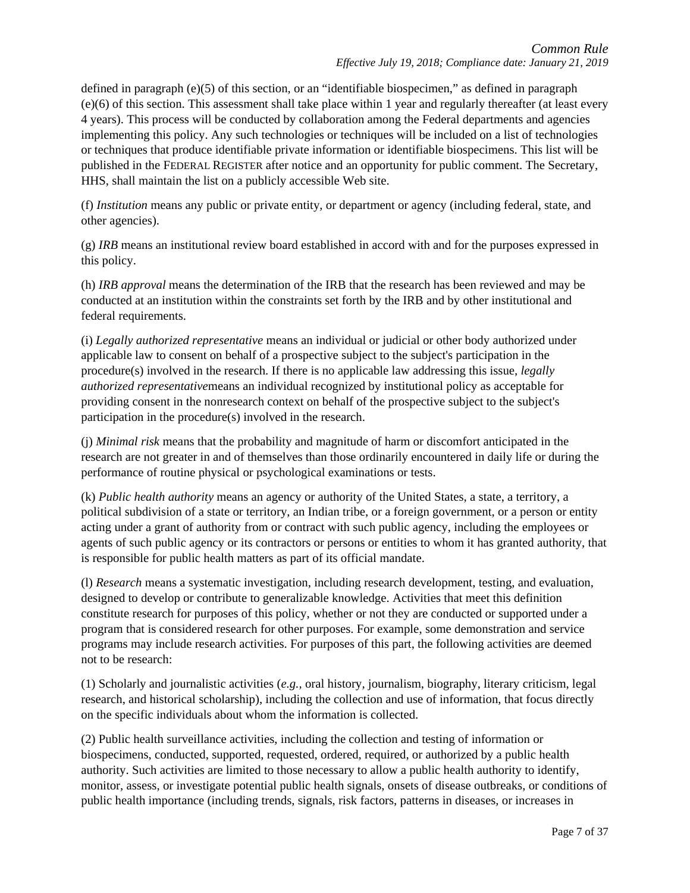defined in paragraph (e)(5) of this section, or an "identifiable biospecimen," as defined in paragraph (e)(6) of this section. This assessment shall take place within 1 year and regularly thereafter (at least every 4 years). This process will be conducted by collaboration among the Federal departments and agencies implementing this policy. Any such technologies or techniques will be included on a list of technologies or techniques that produce identifiable private information or identifiable biospecimens. This list will be published in the FEDERAL REGISTER after notice and an opportunity for public comment. The Secretary, HHS, shall maintain the list on a publicly accessible Web site.

(f) *Institution* means any public or private entity, or department or agency (including federal, state, and other agencies).

(g) *IRB* means an institutional review board established in accord with and for the purposes expressed in this policy.

(h) *IRB approval* means the determination of the IRB that the research has been reviewed and may be conducted at an institution within the constraints set forth by the IRB and by other institutional and federal requirements.

(i) *Legally authorized representative* means an individual or judicial or other body authorized under applicable law to consent on behalf of a prospective subject to the subject's participation in the procedure(s) involved in the research. If there is no applicable law addressing this issue, *legally authorized representative*means an individual recognized by institutional policy as acceptable for providing consent in the nonresearch context on behalf of the prospective subject to the subject's participation in the procedure(s) involved in the research.

(j) *Minimal risk* means that the probability and magnitude of harm or discomfort anticipated in the research are not greater in and of themselves than those ordinarily encountered in daily life or during the performance of routine physical or psychological examinations or tests.

(k) *Public health authority* means an agency or authority of the United States, a state, a territory, a political subdivision of a state or territory, an Indian tribe, or a foreign government, or a person or entity acting under a grant of authority from or contract with such public agency, including the employees or agents of such public agency or its contractors or persons or entities to whom it has granted authority, that is responsible for public health matters as part of its official mandate.

(l) *Research* means a systematic investigation, including research development, testing, and evaluation, designed to develop or contribute to generalizable knowledge. Activities that meet this definition constitute research for purposes of this policy, whether or not they are conducted or supported under a program that is considered research for other purposes. For example, some demonstration and service programs may include research activities. For purposes of this part, the following activities are deemed not to be research:

(1) Scholarly and journalistic activities (*e.g.,* oral history, journalism, biography, literary criticism, legal research, and historical scholarship), including the collection and use of information, that focus directly on the specific individuals about whom the information is collected.

(2) Public health surveillance activities, including the collection and testing of information or biospecimens, conducted, supported, requested, ordered, required, or authorized by a public health authority. Such activities are limited to those necessary to allow a public health authority to identify, monitor, assess, or investigate potential public health signals, onsets of disease outbreaks, or conditions of public health importance (including trends, signals, risk factors, patterns in diseases, or increases in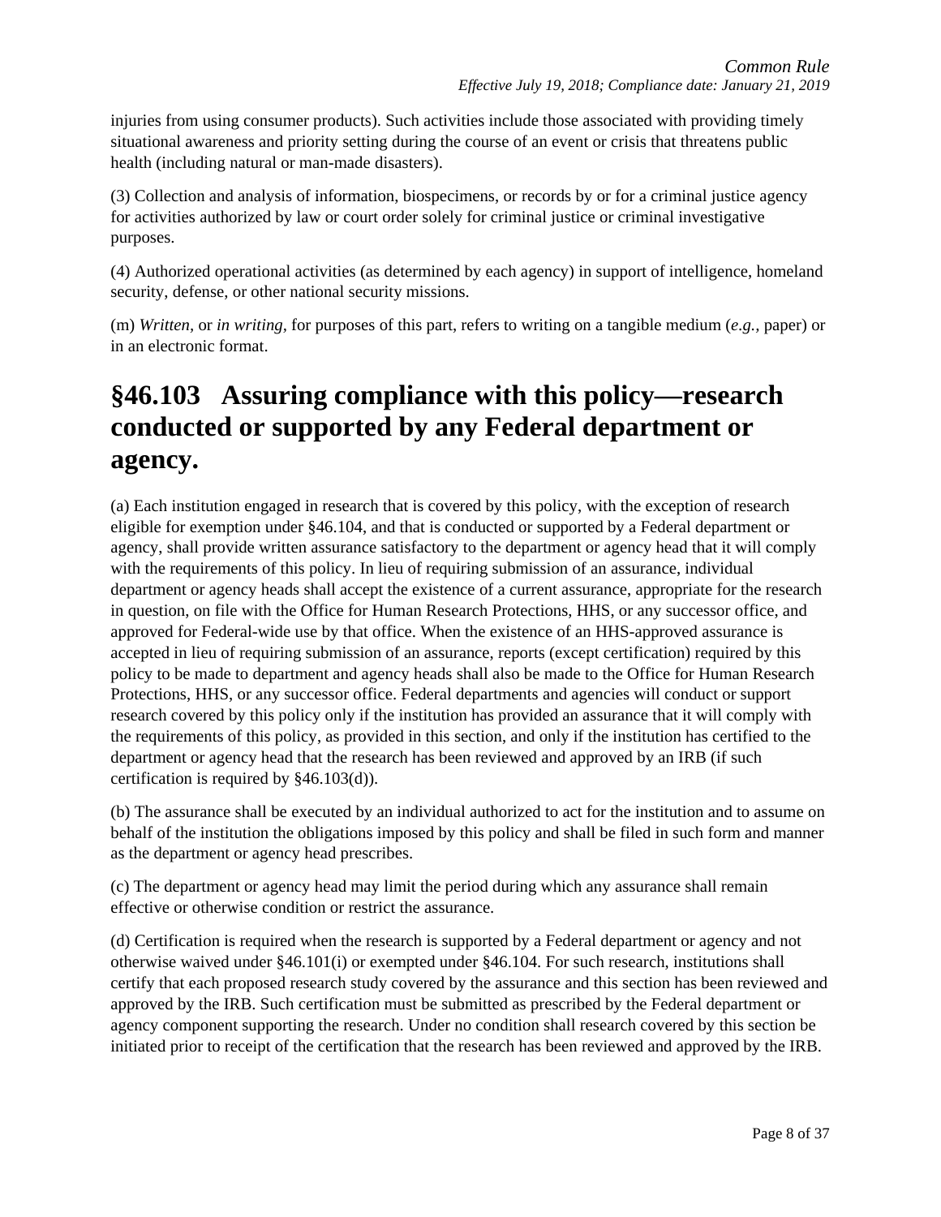injuries from using consumer products). Such activities include those associated with providing timely situational awareness and priority setting during the course of an event or crisis that threatens public health (including natural or man-made disasters).

(3) Collection and analysis of information, biospecimens, or records by or for a criminal justice agency for activities authorized by law or court order solely for criminal justice or criminal investigative purposes.

(4) Authorized operational activities (as determined by each agency) in support of intelligence, homeland security, defense, or other national security missions.

(m) *Written*, or *in writing*, for purposes of this part, refers to writing on a tangible medium (*e.g.*, paper) or in an electronic format.

# §46.103 Assuring compliance with this policy—research conducted or supported by any Federal department or agency.

(a) Each institution engaged in research that is covered by this policy, with the exception of research eligible for exemption under §46.104, and that is conducted or supported by a Federal department or agency, shall provide written assurance satisfactory to the department or agency head that it will comply with the requirements of this policy. In lieu of requiring submission of an assurance, individual department or agency heads shall accept the existence of a current assurance, appropriate for the research in question, on file with the Office for Human Research Protections, HHS, or any successor office, and approved for Federal-wide use by that office. When the existence of an HHS-approved assurance is accepted in lieu of requiring submission of an assurance, reports (except certification) required by this policy to be made to department and agency heads shall also be made to the Office for Human Research Protections, HHS, or any successor office. Federal departments and agencies will conduct or support research covered by this policy only if the institution has provided an assurance that it will comply with the requirements of this policy, as provided in this section, and only if the institution has certified to the department or agency head that the research has been reviewed and approved by an IRB (if such certification is required by §46.103(d)).

(b) The assurance shall be executed by an individual authorized to act for the institution and to assume on behalf of the institution the obligations imposed by this policy and shall be filed in such form and manner as the department or agency head prescribes.

(c) The department or agency head may limit the period during which any assurance shall remain effective or otherwise condition or restrict the assurance.

(d) Certification is required when the research is supported by a Federal department or agency and not otherwise waived under §46.101(i) or exempted under §46.104. For such research, institutions shall certify that each proposed research study covered by the assurance and this section has been reviewed and approved by the IRB. Such certification must be submitted as prescribed by the Federal department or agency component supporting the research. Under no condition shall research covered by this section be initiated prior to receipt of the certification that the research has been reviewed and approved by the IRB.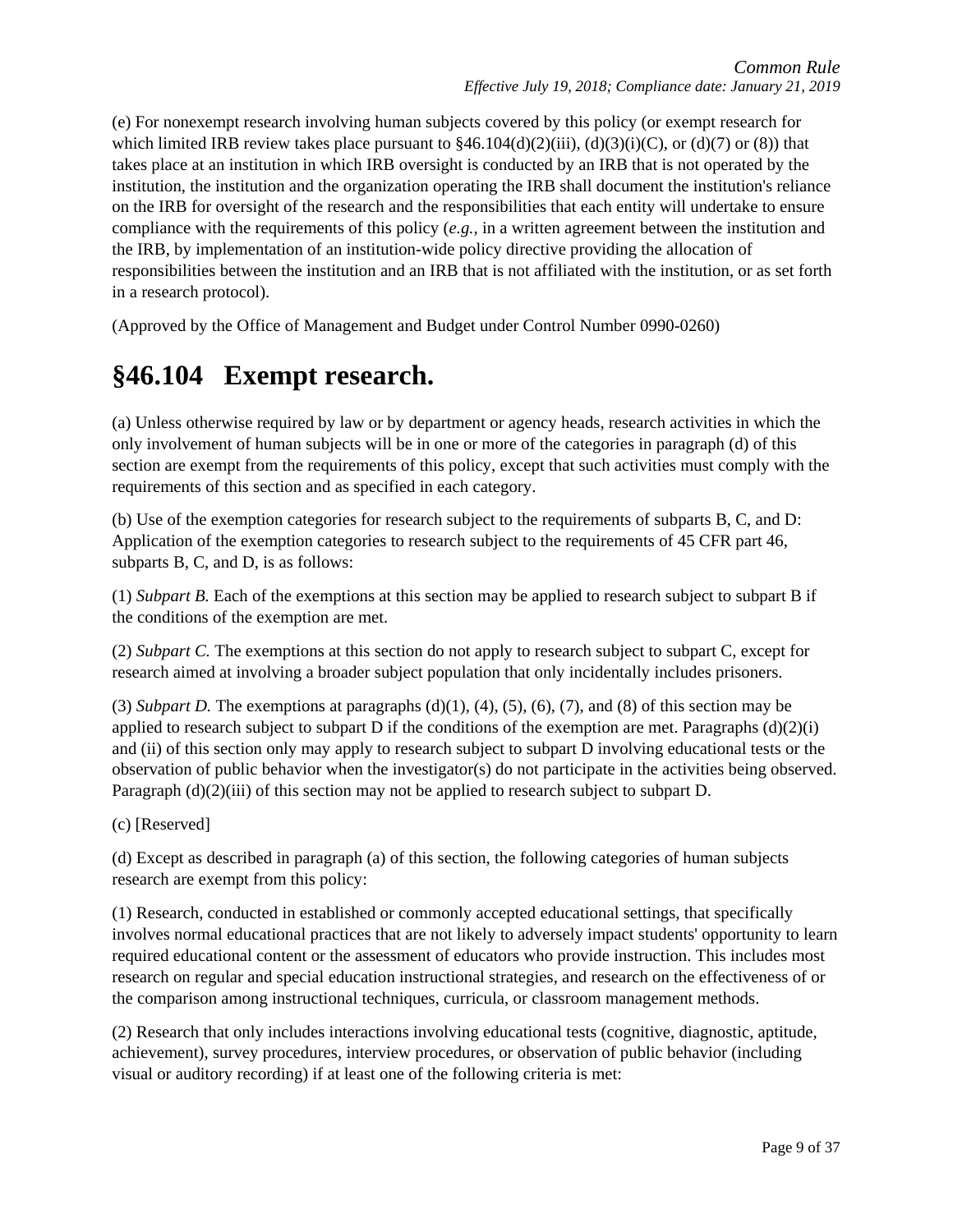(e) For nonexempt research involving human subjects covered by this policy (or exempt research for which limited IRB review takes place pursuant to §46.104(d)(2)(iii), (d)(3)(i)(C), or (d)(7) or (8)) that takes place at an institution in which IRB oversight is conducted by an IRB that is not operated by the institution, the institution and the organization operating the IRB shall document the institution's reliance on the IRB for oversight of the research and the responsibilities that each entity will undertake to ensure compliance with the requirements of this policy (*e.g.*, in a written agreement between the institution and the IRB, by implementation of an institution-wide policy directive providing the allocation of responsibilities between the institution and an IRB that is not affiliated with the institution, or as set forth in a research protocol).

(Approved by the Office of Management and Budget under Control Number 0990-0260)

# §46.104 Exempt research.

(a) Unless otherwise required by law or by department or agency heads, research activities in which the only involvement of human subjects will be in one or more of the categories in paragraph (d) of this section are exempt from the requirements of this policy, except that such activities must comply with the requirements of this section and as specified in each category.

(b) Use of the exemption categories for research subject to the requirements of subparts B, C, and D: Application of the exemption categories to research subject to the requirements of 45 CFR part 46, subparts B, C, and D, is as follows:

(1) *Subpart B.* Each of the exemptions at this section may be applied to research subject to subpart B if the conditions of the exemption are met.

(2) *Subpart C.* The exemptions at this section do not apply to research subject to subpart C, except for research aimed at involving a broader subject population that only incidentally includes prisoners.

(3) *Subpart D.* The exemptions at paragraphs (d)(1), (4), (5), (6), (7), and (8) of this section may be applied to research subject to subpart D if the conditions of the exemption are met. Paragraphs (d)(2)(i) and (ii) of this section only may apply to research subject to subpart D involving educational tests or the observation of public behavior when the investigator(s) do not participate in the activities being observed. Paragraph (d)(2)(iii) of this section may not be applied to research subject to subpart D.

(c) [Reserved]

(d) Except as described in paragraph (a) of this section, the following categories of human subjects research are exempt from this policy:

(1) Research, conducted in established or commonly accepted educational settings, that specifically involves normal educational practices that are not likely to adversely impact students' opportunity to learn required educational content or the assessment of educators who provide instruction. This includes most research on regular and special education instructional strategies, and research on the effectiveness of or the comparison among instructional techniques, curricula, or classroom management methods.

(2) Research that only includes interactions involving educational tests (cognitive, diagnostic, aptitude, achievement), survey procedures, interview procedures, or observation of public behavior (including visual or auditory recording) if at least one of the following criteria is met: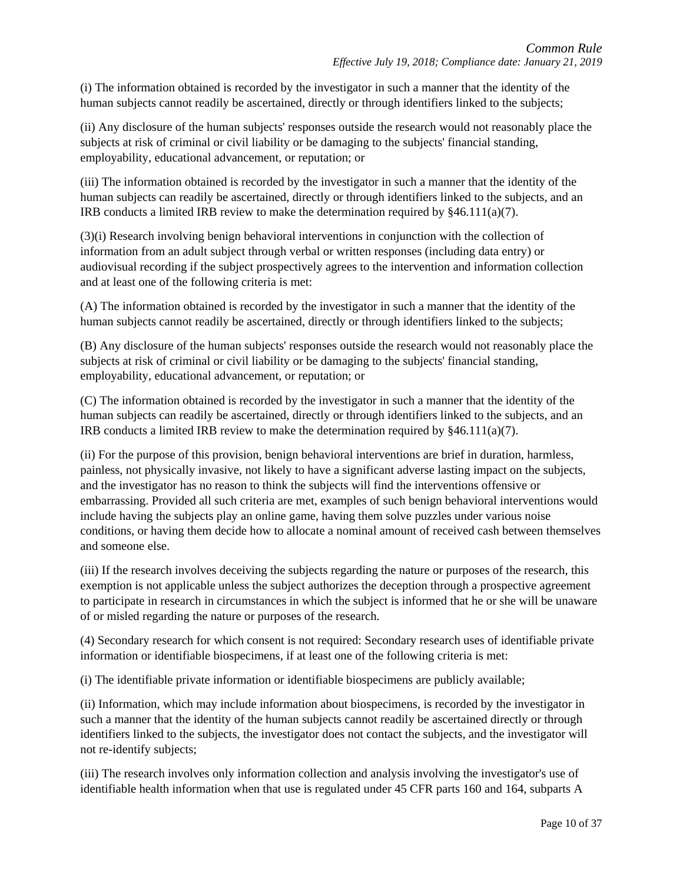(i) The information obtained is recorded by the investigator in such a manner that the identity of the human subjects cannot readily be ascertained, directly or through identifiers linked to the subjects;

(ii) Any disclosure of the human subjects' responses outside the research would not reasonably place the subjects at risk of criminal or civil liability or be damaging to the subjects' financial standing, employability, educational advancement, or reputation; or

(iii) The information obtained is recorded by the investigator in such a manner that the identity of the human subjects can readily be ascertained, directly or through identifiers linked to the subjects, and an IRB conducts a limited IRB review to make the determination required by §46.111(a)(7).

(3)(i) Research involving benign behavioral interventions in conjunction with the collection of information from an adult subject through verbal or written responses (including data entry) or audiovisual recording if the subject prospectively agrees to the intervention and information collection and at least one of the following criteria is met:

(A) The information obtained is recorded by the investigator in such a manner that the identity of the human subjects cannot readily be ascertained, directly or through identifiers linked to the subjects;

(B) Any disclosure of the human subjects' responses outside the research would not reasonably place the subjects at risk of criminal or civil liability or be damaging to the subjects' financial standing, employability, educational advancement, or reputation; or

(C) The information obtained is recorded by the investigator in such a manner that the identity of the human subjects can readily be ascertained, directly or through identifiers linked to the subjects, and an IRB conducts a limited IRB review to make the determination required by §46.111(a)(7).

(ii) For the purpose of this provision, benign behavioral interventions are brief in duration, harmless, painless, not physically invasive, not likely to have a significant adverse lasting impact on the subjects, and the investigator has no reason to think the subjects will find the interventions offensive or embarrassing. Provided all such criteria are met, examples of such benign behavioral interventions would include having the subjects play an online game, having them solve puzzles under various noise conditions, or having them decide how to allocate a nominal amount of received cash between themselves and someone else.

(iii) If the research involves deceiving the subjects regarding the nature or purposes of the research, this exemption is not applicable unless the subject authorizes the deception through a prospective agreement to participate in research in circumstances in which the subject is informed that he or she will be unaware of or misled regarding the nature or purposes of the research.

(4) Secondary research for which consent is not required: Secondary research uses of identifiable private information or identifiable biospecimens, if at least one of the following criteria is met:

(i) The identifiable private information or identifiable biospecimens are publicly available;

(ii) Information, which may include information about biospecimens, is recorded by the investigator in such a manner that the identity of the human subjects cannot readily be ascertained directly or through identifiers linked to the subjects, the investigator does not contact the subjects, and the investigator will not re-identify subjects;

(iii) The research involves only information collection and analysis involving the investigator's use of identifiable health information when that use is regulated under 45 CFR parts 160 and 164, subparts A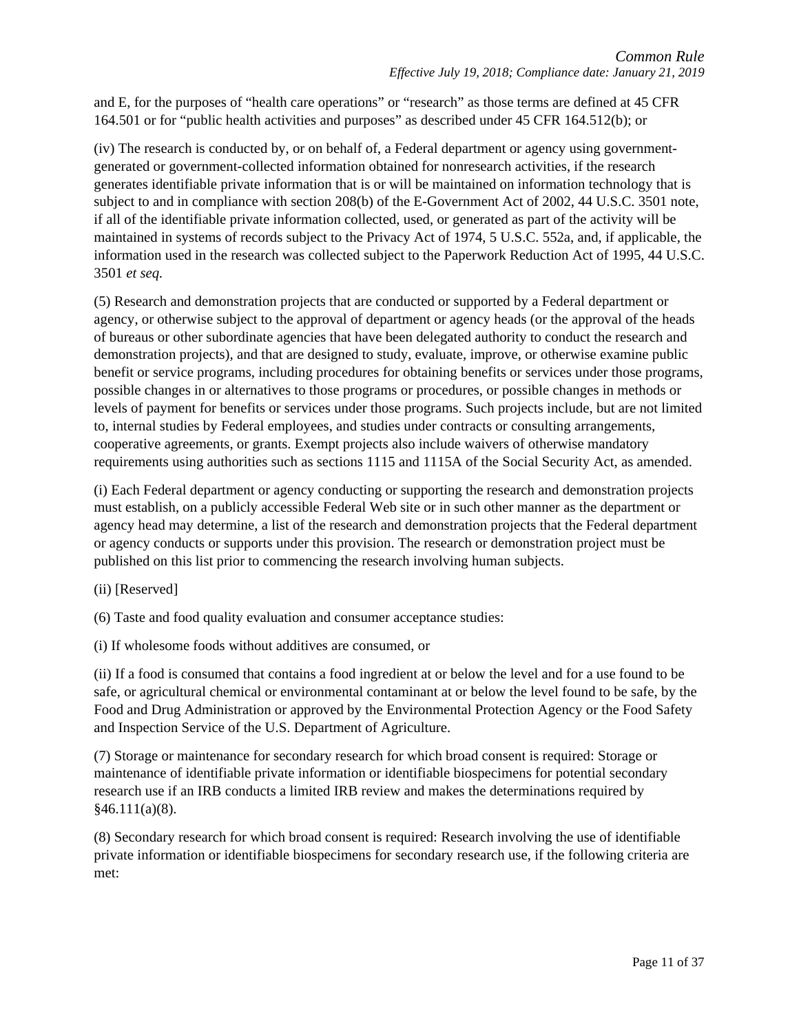and E, for the purposes of "health care operations" or "research" as those terms are defined at 45 CFR 164.501 or for "public health activities and purposes" as described under 45 CFR 164.512(b); or

(iv) The research is conducted by, or on behalf of, a Federal department or agency using government-generated or government-collected information obtained for nonresearch activities, if the research generates identifiable private information that is or will be maintained on information technology that is subject to and in compliance with section 208(b) of the E-Government Act of 2002, 44 U.S.C. 3501 note, if all of the identifiable private information collected, used, or generated as part of the activity will be maintained in systems of records subject to the Privacy Act of 1974, 5 U.S.C. 552a, and, if applicable, the information used in the research was collected subject to the Paperwork Reduction Act of 1995, 44 U.S.C. 3501 *et seq.*

(5) Research and demonstration projects that are conducted or supported by a Federal department or agency, or otherwise subject to the approval of department or agency heads (or the approval of the heads of bureaus or other subordinate agencies that have been delegated authority to conduct the research and demonstration projects), and that are designed to study, evaluate, improve, or otherwise examine public benefit or service programs, including procedures for obtaining benefits or services under those programs, possible changes in or alternatives to those programs or procedures, or possible changes in methods or levels of payment for benefits or services under those programs. Such projects include, but are not limited to, internal studies by Federal employees, and studies under contracts or consulting arrangements, cooperative agreements, or grants. Exempt projects also include waivers of otherwise mandatory requirements using authorities such as sections 1115 and 1115A of the Social Security Act, as amended.

(i) Each Federal department or agency conducting or supporting the research and demonstration projects must establish, on a publicly accessible Federal Web site or in such other manner as the department or agency head may determine, a list of the research and demonstration projects that the Federal department or agency conducts or supports under this provision. The research or demonstration project must be published on this list prior to commencing the research involving human subjects.

(ii) [Reserved]

(6) Taste and food quality evaluation and consumer acceptance studies:

(i) If wholesome foods without additives are consumed, or

(ii) If a food is consumed that contains a food ingredient at or below the level and for a use found to be safe, or agricultural chemical or environmental contaminant at or below the level found to be safe, by the Food and Drug Administration or approved by the Environmental Protection Agency or the Food Safety and Inspection Service of the U.S. Department of Agriculture.

(7) Storage or maintenance for secondary research for which broad consent is required: Storage or maintenance of identifiable private information or identifiable biospecimens for potential secondary research use if an IRB conducts a limited IRB review and makes the determinations required by §46.111(a)(8).

(8) Secondary research for which broad consent is required: Research involving the use of identifiable private information or identifiable biospecimens for secondary research use, if the following criteria are met: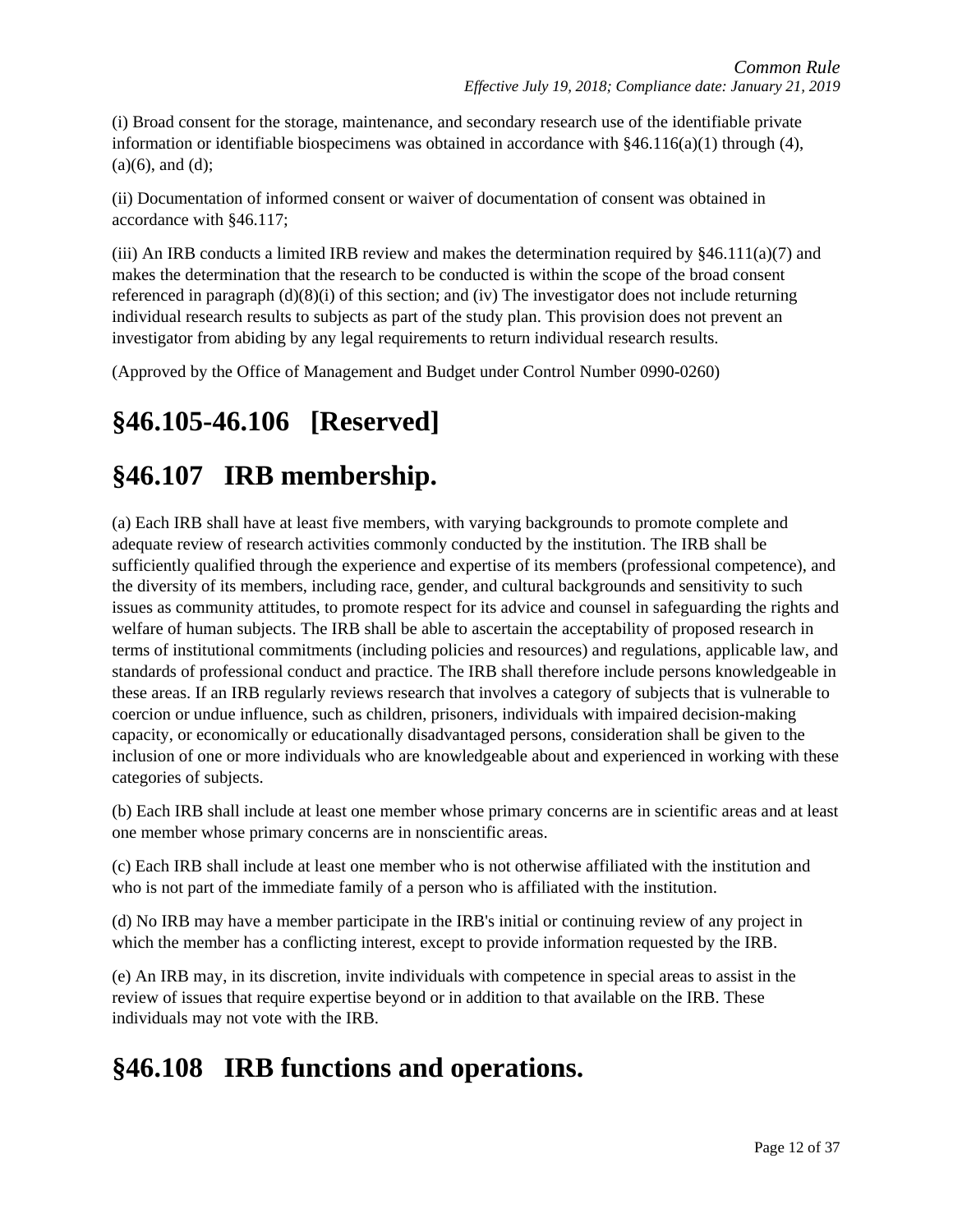(i) Broad consent for the storage, maintenance, and secondary research use of the identifiable private information or identifiable biospecimens was obtained in accordance with §46.116(a)(1) through (4), (a)(6), and (d);

(ii) Documentation of informed consent or waiver of documentation of consent was obtained in accordance with §46.117;

(iii) An IRB conducts a limited IRB review and makes the determination required by §46.111(a)(7) and makes the determination that the research to be conducted is within the scope of the broad consent referenced in paragraph (d)(8)(i) of this section; and (iv) The investigator does not include returning individual research results to subjects as part of the study plan. This provision does not prevent an investigator from abiding by any legal requirements to return individual research results.

(Approved by the Office of Management and Budget under Control Number 0990-0260)

# §46.105-46.106 [Reserved]

# §46.107 IRB membership.

(a) Each IRB shall have at least five members, with varying backgrounds to promote complete and adequate review of research activities commonly conducted by the institution. The IRB shall be sufficiently qualified through the experience and expertise of its members (professional competence), and the diversity of its members, including race, gender, and cultural backgrounds and sensitivity to such issues as community attitudes, to promote respect for its advice and counsel in safeguarding the rights and welfare of human subjects. The IRB shall be able to ascertain the acceptability of proposed research in terms of institutional commitments (including policies and resources) and regulations, applicable law, and standards of professional conduct and practice. The IRB shall therefore include persons knowledgeable in these areas. If an IRB regularly reviews research that involves a category of subjects that is vulnerable to coercion or undue influence, such as children, prisoners, individuals with impaired decision-making capacity, or economically or educationally disadvantaged persons, consideration shall be given to the inclusion of one or more individuals who are knowledgeable about and experienced in working with these categories of subjects.

(b) Each IRB shall include at least one member whose primary concerns are in scientific areas and at least one member whose primary concerns are in nonscientific areas.

(c) Each IRB shall include at least one member who is not otherwise affiliated with the institution and who is not part of the immediate family of a person who is affiliated with the institution.

(d) No IRB may have a member participate in the IRB's initial or continuing review of any project in which the member has a conflicting interest, except to provide information requested by the IRB.

(e) An IRB may, in its discretion, invite individuals with competence in special areas to assist in the review of issues that require expertise beyond or in addition to that available on the IRB. These individuals may not vote with the IRB.

# §46.108 IRB functions and operations.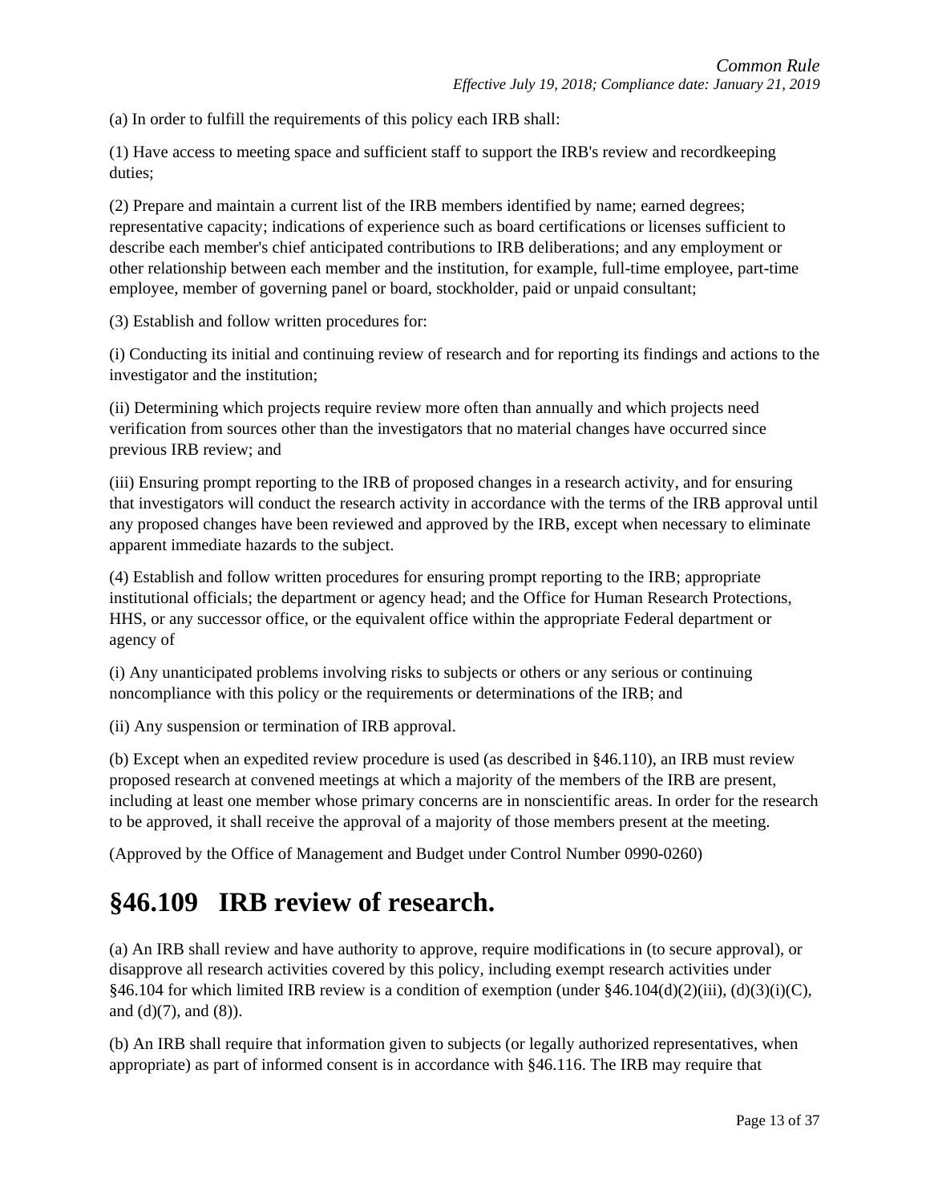(a) In order to fulfill the requirements of this policy each IRB shall:

(1) Have access to meeting space and sufficient staff to support the IRB's review and recordkeeping duties;

(2) Prepare and maintain a current list of the IRB members identified by name; earned degrees; representative capacity; indications of experience such as board certifications or licenses sufficient to describe each member's chief anticipated contributions to IRB deliberations; and any employment or other relationship between each member and the institution, for example, full-time employee, part-time employee, member of governing panel or board, stockholder, paid or unpaid consultant;

(3) Establish and follow written procedures for:

(i) Conducting its initial and continuing review of research and for reporting its findings and actions to the investigator and the institution;

(ii) Determining which projects require review more often than annually and which projects need verification from sources other than the investigators that no material changes have occurred since previous IRB review; and

(iii) Ensuring prompt reporting to the IRB of proposed changes in a research activity, and for ensuring that investigators will conduct the research activity in accordance with the terms of the IRB approval until any proposed changes have been reviewed and approved by the IRB, except when necessary to eliminate apparent immediate hazards to the subject.

(4) Establish and follow written procedures for ensuring prompt reporting to the IRB; appropriate institutional officials; the department or agency head; and the Office for Human Research Protections, HHS, or any successor office, or the equivalent office within the appropriate Federal department or agency of

(i) Any unanticipated problems involving risks to subjects or others or any serious or continuing noncompliance with this policy or the requirements or determinations of the IRB; and

(ii) Any suspension or termination of IRB approval.

(b) Except when an expedited review procedure is used (as described in §46.110), an IRB must review proposed research at convened meetings at which a majority of the members of the IRB are present, including at least one member whose primary concerns are in nonscientific areas. In order for the research to be approved, it shall receive the approval of a majority of those members present at the meeting.

(Approved by the Office of Management and Budget under Control Number 0990-0260)

# §46.109 IRB review of research.

(a) An IRB shall review and have authority to approve, require modifications in (to secure approval), or disapprove all research activities covered by this policy, including exempt research activities under §46.104 for which limited IRB review is a condition of exemption (under §46.104(d)(2)(iii), (d)(3)(i)(C), and (d)(7), and (8)).

(b) An IRB shall require that information given to subjects (or legally authorized representatives, when appropriate) as part of informed consent is in accordance with §46.116. The IRB may require that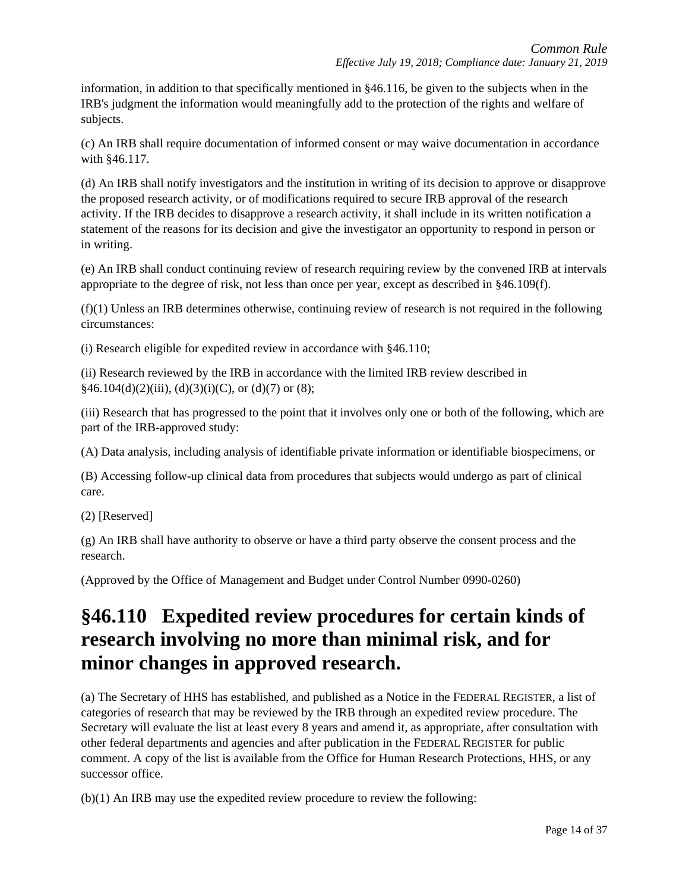information, in addition to that specifically mentioned in §46.116, be given to the subjects when in the IRB's judgment the information would meaningfully add to the protection of the rights and welfare of subjects.

(c) An IRB shall require documentation of informed consent or may waive documentation in accordance with §46.117.

(d) An IRB shall notify investigators and the institution in writing of its decision to approve or disapprove the proposed research activity, or of modifications required to secure IRB approval of the research activity. If the IRB decides to disapprove a research activity, it shall include in its written notification a statement of the reasons for its decision and give the investigator an opportunity to respond in person or in writing.

(e) An IRB shall conduct continuing review of research requiring review by the convened IRB at intervals appropriate to the degree of risk, not less than once per year, except as described in §46.109(f).

(f)(1) Unless an IRB determines otherwise, continuing review of research is not required in the following circumstances:

(i) Research eligible for expedited review in accordance with §46.110;

(ii) Research reviewed by the IRB in accordance with the limited IRB review described in §46.104(d)(2)(iii), (d)(3)(i)(C), or (d)(7) or (8);

(iii) Research that has progressed to the point that it involves only one or both of the following, which are part of the IRB-approved study:

(A) Data analysis, including analysis of identifiable private information or identifiable biospecimens, or

(B) Accessing follow-up clinical data from procedures that subjects would undergo as part of clinical care.

(2) [Reserved]

(g) An IRB shall have authority to observe or have a third party observe the consent process and the research.

(Approved by the Office of Management and Budget under Control Number 0990-0260)

# §46.110 Expedited review procedures for certain kinds of research involving no more than minimal risk, and for minor changes in approved research.

(a) The Secretary of HHS has established, and published as a Notice in the FEDERAL REGISTER, a list of categories of research that may be reviewed by the IRB through an expedited review procedure. The Secretary will evaluate the list at least every 8 years and amend it, as appropriate, after consultation with other federal departments and agencies and after publication in the FEDERAL REGISTER for public comment. A copy of the list is available from the Office for Human Research Protections, HHS, or any successor office.

(b)(1) An IRB may use the expedited review procedure to review the following: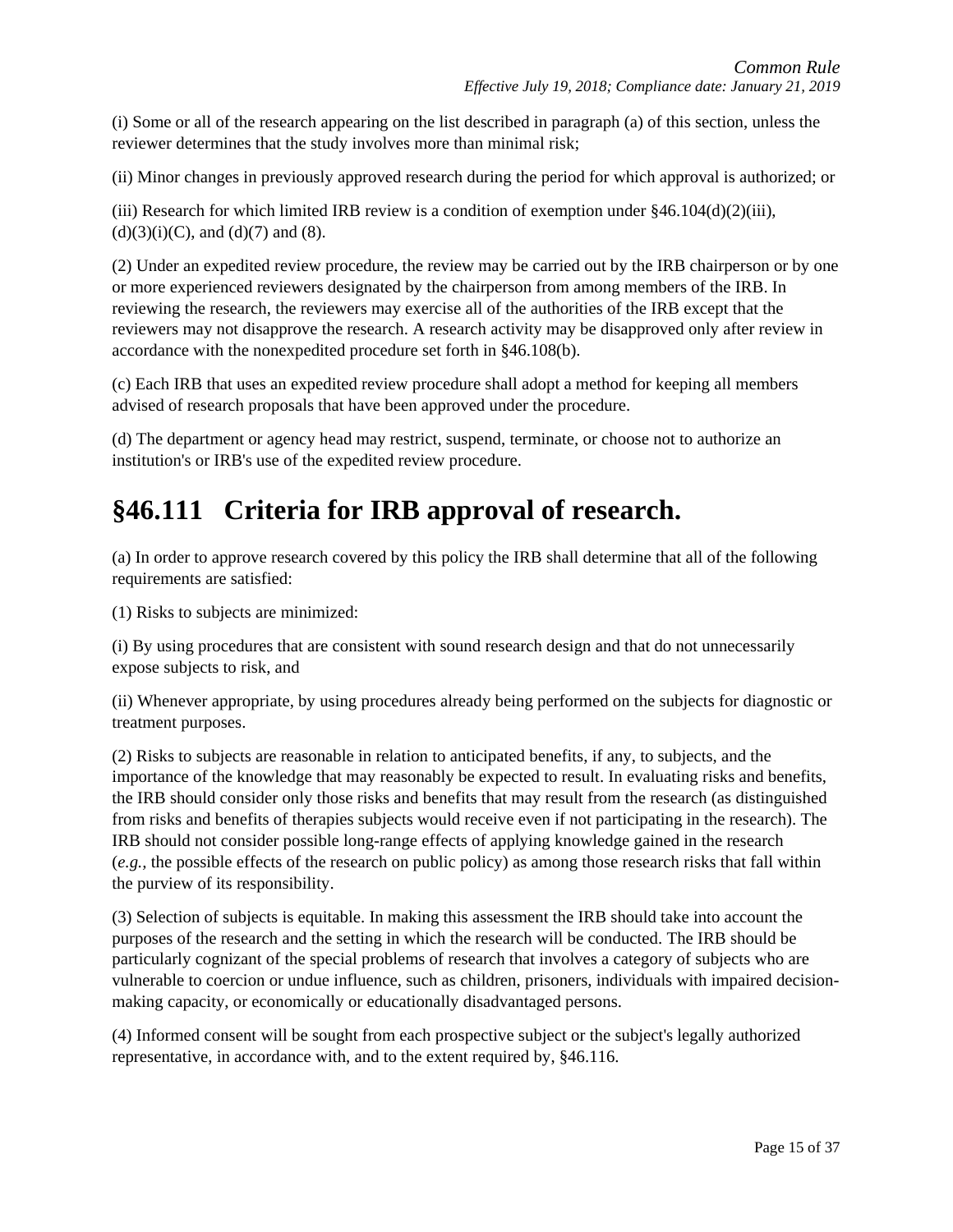(i) Some or all of the research appearing on the list described in paragraph (a) of this section, unless the reviewer determines that the study involves more than minimal risk;

(ii) Minor changes in previously approved research during the period for which approval is authorized; or

(iii) Research for which limited IRB review is a condition of exemption under §46.104(d)(2)(iii), (d)(3)(i)(C), and (d)(7) and (8).

(2) Under an expedited review procedure, the review may be carried out by the IRB chairperson or by one or more experienced reviewers designated by the chairperson from among members of the IRB. In reviewing the research, the reviewers may exercise all of the authorities of the IRB except that the reviewers may not disapprove the research. A research activity may be disapproved only after review in accordance with the nonexpedited procedure set forth in §46.108(b).

(c) Each IRB that uses an expedited review procedure shall adopt a method for keeping all members advised of research proposals that have been approved under the procedure.

(d) The department or agency head may restrict, suspend, terminate, or choose not to authorize an institution's or IRB's use of the expedited review procedure.

# §46.111 Criteria for IRB approval of research.

(a) In order to approve research covered by this policy the IRB shall determine that all of the following requirements are satisfied:

(1) Risks to subjects are minimized:

(i) By using procedures that are consistent with sound research design and that do not unnecessarily expose subjects to risk, and

(ii) Whenever appropriate, by using procedures already being performed on the subjects for diagnostic or treatment purposes.

(2) Risks to subjects are reasonable in relation to anticipated benefits, if any, to subjects, and the importance of the knowledge that may reasonably be expected to result. In evaluating risks and benefits, the IRB should consider only those risks and benefits that may result from the research (as distinguished from risks and benefits of therapies subjects would receive even if not participating in the research). The IRB should not consider possible long-range effects of applying knowledge gained in the research (*e.g.,* the possible effects of the research on public policy) as among those research risks that fall within the purview of its responsibility.

(3) Selection of subjects is equitable. In making this assessment the IRB should take into account the purposes of the research and the setting in which the research will be conducted. The IRB should be particularly cognizant of the special problems of research that involves a category of subjects who are vulnerable to coercion or undue influence, such as children, prisoners, individuals with impaired decision-making capacity, or economically or educationally disadvantaged persons.

(4) Informed consent will be sought from each prospective subject or the subject's legally authorized representative, in accordance with, and to the extent required by, §46.116.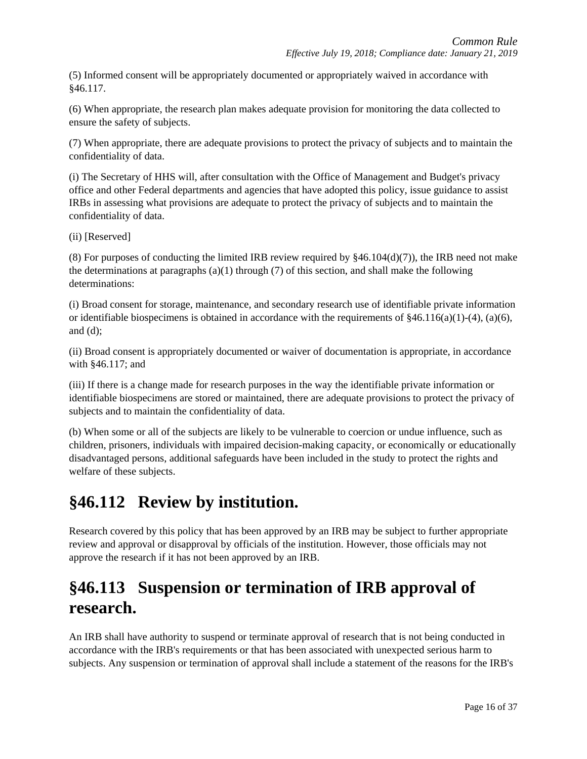(5) Informed consent will be appropriately documented or appropriately waived in accordance with §46.117.

(6) When appropriate, the research plan makes adequate provision for monitoring the data collected to ensure the safety of subjects.

(7) When appropriate, there are adequate provisions to protect the privacy of subjects and to maintain the confidentiality of data.

(i) The Secretary of HHS will, after consultation with the Office of Management and Budget's privacy office and other Federal departments and agencies that have adopted this policy, issue guidance to assist IRBs in assessing what provisions are adequate to protect the privacy of subjects and to maintain the confidentiality of data.

(ii) [Reserved]

(8) For purposes of conducting the limited IRB review required by §46.104(d)(7)), the IRB need not make the determinations at paragraphs (a)(1) through (7) of this section, and shall make the following determinations:

(i) Broad consent for storage, maintenance, and secondary research use of identifiable private information or identifiable biospecimens is obtained in accordance with the requirements of §46.116(a)(1)-(4), (a)(6), and (d);

(ii) Broad consent is appropriately documented or waiver of documentation is appropriate, in accordance with §46.117; and

(iii) If there is a change made for research purposes in the way the identifiable private information or identifiable biospecimens are stored or maintained, there are adequate provisions to protect the privacy of subjects and to maintain the confidentiality of data.

(b) When some or all of the subjects are likely to be vulnerable to coercion or undue influence, such as children, prisoners, individuals with impaired decision-making capacity, or economically or educationally disadvantaged persons, additional safeguards have been included in the study to protect the rights and welfare of these subjects.

# §46.112 Review by institution.

Research covered by this policy that has been approved by an IRB may be subject to further appropriate review and approval or disapproval by officials of the institution. However, those officials may not approve the research if it has not been approved by an IRB.

# §46.113 Suspension or termination of IRB approval of research.

An IRB shall have authority to suspend or terminate approval of research that is not being conducted in accordance with the IRB's requirements or that has been associated with unexpected serious harm to subjects. Any suspension or termination of approval shall include a statement of the reasons for the IRB's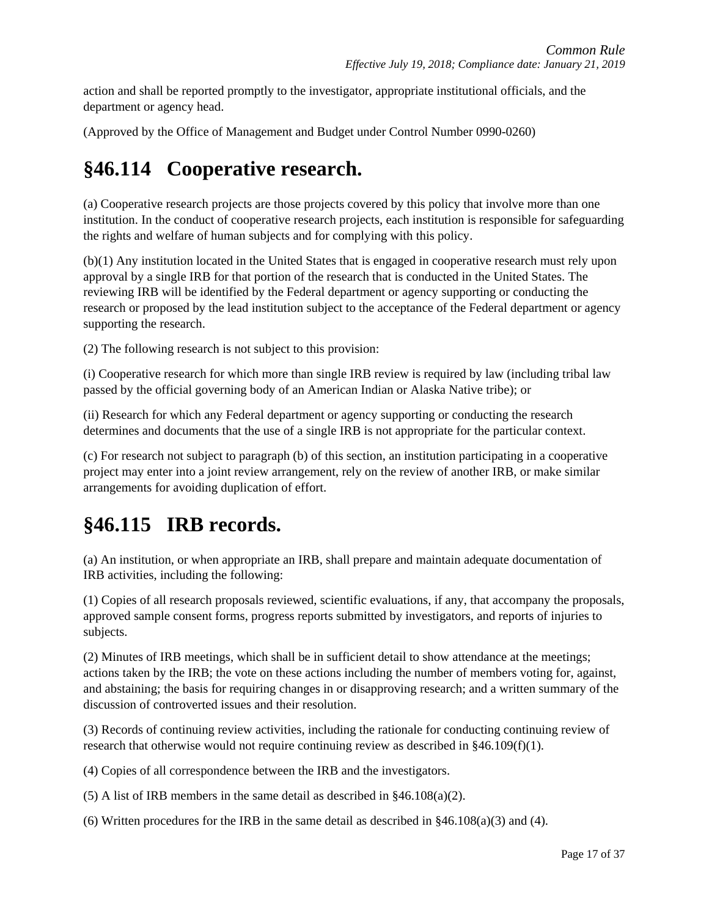action and shall be reported promptly to the investigator, appropriate institutional officials, and the department or agency head.

(Approved by the Office of Management and Budget under Control Number 0990-0260)

# §46.114 Cooperative research.

(a) Cooperative research projects are those projects covered by this policy that involve more than one institution. In the conduct of cooperative research projects, each institution is responsible for safeguarding the rights and welfare of human subjects and for complying with this policy.

(b)(1) Any institution located in the United States that is engaged in cooperative research must rely upon approval by a single IRB for that portion of the research that is conducted in the United States. The reviewing IRB will be identified by the Federal department or agency supporting or conducting the research or proposed by the lead institution subject to the acceptance of the Federal department or agency supporting the research.

(2) The following research is not subject to this provision:

(i) Cooperative research for which more than single IRB review is required by law (including tribal law passed by the official governing body of an American Indian or Alaska Native tribe); or

(ii) Research for which any Federal department or agency supporting or conducting the research determines and documents that the use of a single IRB is not appropriate for the particular context.

(c) For research not subject to paragraph (b) of this section, an institution participating in a cooperative project may enter into a joint review arrangement, rely on the review of another IRB, or make similar arrangements for avoiding duplication of effort.

# §46.115 IRB records.

(a) An institution, or when appropriate an IRB, shall prepare and maintain adequate documentation of IRB activities, including the following:

(1) Copies of all research proposals reviewed, scientific evaluations, if any, that accompany the proposals, approved sample consent forms, progress reports submitted by investigators, and reports of injuries to subjects.

(2) Minutes of IRB meetings, which shall be in sufficient detail to show attendance at the meetings; actions taken by the IRB; the vote on these actions including the number of members voting for, against, and abstaining; the basis for requiring changes in or disapproving research; and a written summary of the discussion of controverted issues and their resolution.

(3) Records of continuing review activities, including the rationale for conducting continuing review of research that otherwise would not require continuing review as described in §46.109(f)(1).

(4) Copies of all correspondence between the IRB and the investigators.

(5) A list of IRB members in the same detail as described in §46.108(a)(2).

(6) Written procedures for the IRB in the same detail as described in §46.108(a)(3) and (4).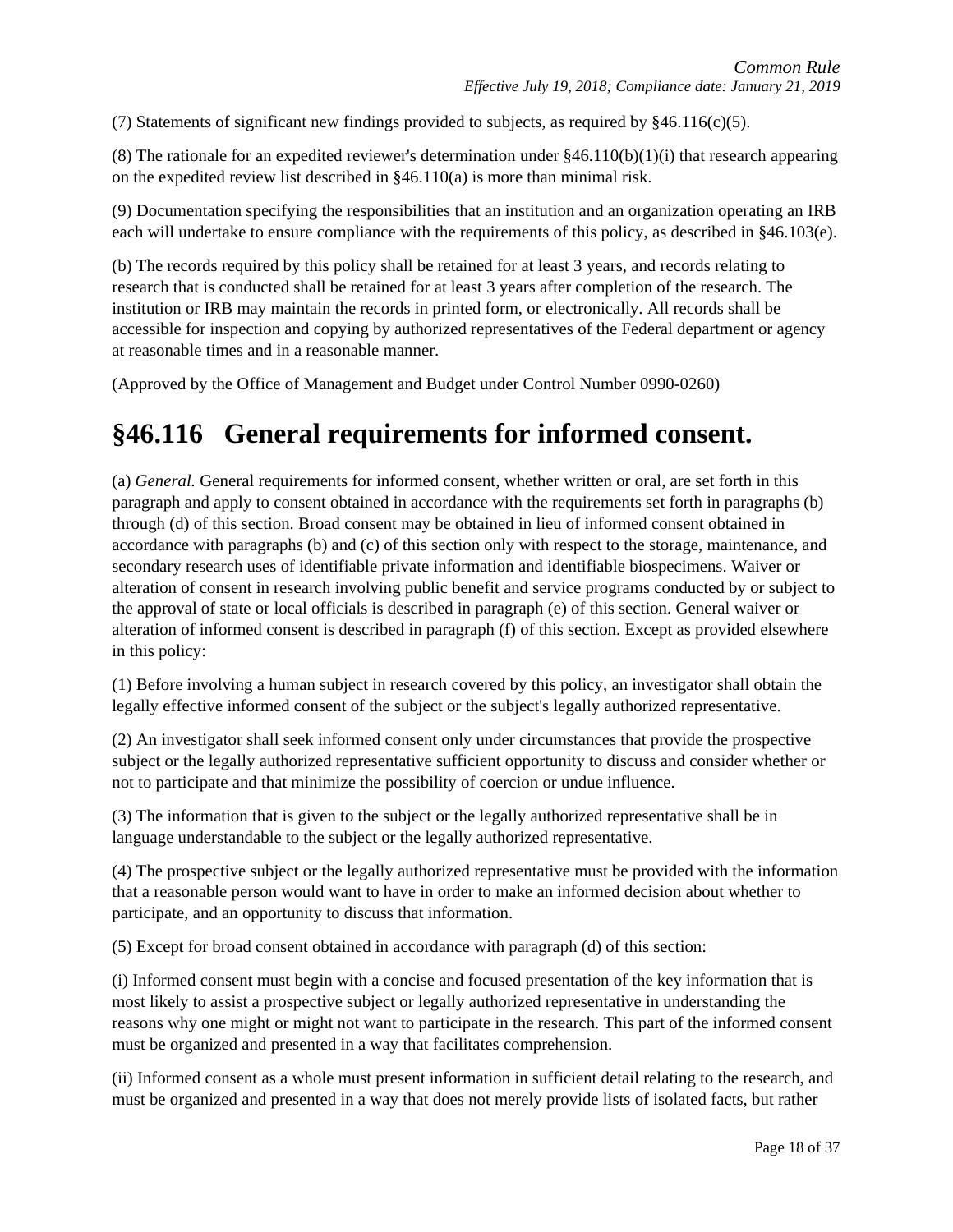(7) Statements of significant new findings provided to subjects, as required by §46.116(c)(5).

(8) The rationale for an expedited reviewer's determination under §46.110(b)(1)(i) that research appearing on the expedited review list described in §46.110(a) is more than minimal risk.

(9) Documentation specifying the responsibilities that an institution and an organization operating an IRB each will undertake to ensure compliance with the requirements of this policy, as described in §46.103(e).

(b) The records required by this policy shall be retained for at least 3 years, and records relating to research that is conducted shall be retained for at least 3 years after completion of the research. The institution or IRB may maintain the records in printed form, or electronically. All records shall be accessible for inspection and copying by authorized representatives of the Federal department or agency at reasonable times and in a reasonable manner.

(Approved by the Office of Management and Budget under Control Number 0990-0260)

# §46.116 General requirements for informed consent.

(a) *General.* General requirements for informed consent, whether written or oral, are set forth in this paragraph and apply to consent obtained in accordance with the requirements set forth in paragraphs (b) through (d) of this section. Broad consent may be obtained in lieu of informed consent obtained in accordance with paragraphs (b) and (c) of this section only with respect to the storage, maintenance, and secondary research uses of identifiable private information and identifiable biospecimens. Waiver or alteration of consent in research involving public benefit and service programs conducted by or subject to the approval of state or local officials is described in paragraph (e) of this section. General waiver or alteration of informed consent is described in paragraph (f) of this section. Except as provided elsewhere in this policy:

(1) Before involving a human subject in research covered by this policy, an investigator shall obtain the legally effective informed consent of the subject or the subject's legally authorized representative.

(2) An investigator shall seek informed consent only under circumstances that provide the prospective subject or the legally authorized representative sufficient opportunity to discuss and consider whether or not to participate and that minimize the possibility of coercion or undue influence.

(3) The information that is given to the subject or the legally authorized representative shall be in language understandable to the subject or the legally authorized representative.

(4) The prospective subject or the legally authorized representative must be provided with the information that a reasonable person would want to have in order to make an informed decision about whether to participate, and an opportunity to discuss that information.

(5) Except for broad consent obtained in accordance with paragraph (d) of this section:

(i) Informed consent must begin with a concise and focused presentation of the key information that is most likely to assist a prospective subject or legally authorized representative in understanding the reasons why one might or might not want to participate in the research. This part of the informed consent must be organized and presented in a way that facilitates comprehension.

(ii) Informed consent as a whole must present information in sufficient detail relating to the research, and must be organized and presented in a way that does not merely provide lists of isolated facts, but rather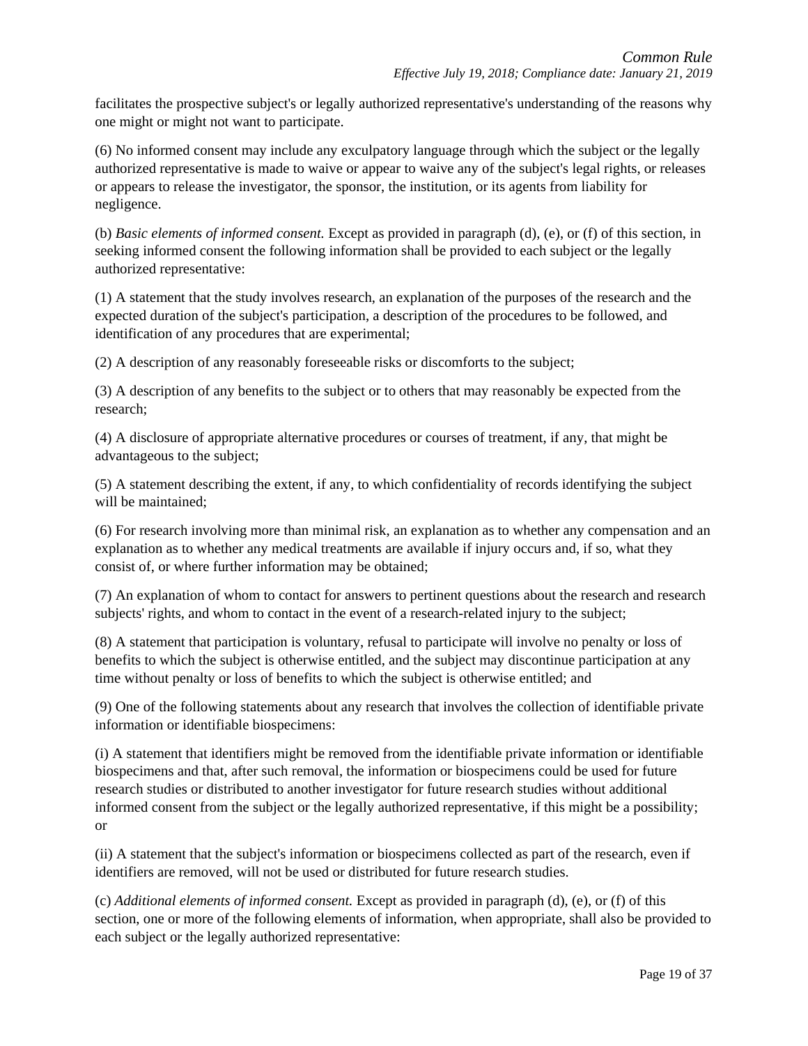facilitates the prospective subject's or legally authorized representative's understanding of the reasons why one might or might not want to participate.

(6) No informed consent may include any exculpatory language through which the subject or the legally authorized representative is made to waive or appear to waive any of the subject's legal rights, or releases or appears to release the investigator, the sponsor, the institution, or its agents from liability for negligence.

(b) *Basic elements of informed consent.* Except as provided in paragraph (d), (e), or (f) of this section, in seeking informed consent the following information shall be provided to each subject or the legally authorized representative:

(1) A statement that the study involves research, an explanation of the purposes of the research and the expected duration of the subject's participation, a description of the procedures to be followed, and identification of any procedures that are experimental;

(2) A description of any reasonably foreseeable risks or discomforts to the subject;

(3) A description of any benefits to the subject or to others that may reasonably be expected from the research;

(4) A disclosure of appropriate alternative procedures or courses of treatment, if any, that might be advantageous to the subject;

(5) A statement describing the extent, if any, to which confidentiality of records identifying the subject will be maintained;

(6) For research involving more than minimal risk, an explanation as to whether any compensation and an explanation as to whether any medical treatments are available if injury occurs and, if so, what they consist of, or where further information may be obtained;

(7) An explanation of whom to contact for answers to pertinent questions about the research and research subjects' rights, and whom to contact in the event of a research-related injury to the subject;

(8) A statement that participation is voluntary, refusal to participate will involve no penalty or loss of benefits to which the subject is otherwise entitled, and the subject may discontinue participation at any time without penalty or loss of benefits to which the subject is otherwise entitled; and

(9) One of the following statements about any research that involves the collection of identifiable private information or identifiable biospecimens:

(i) A statement that identifiers might be removed from the identifiable private information or identifiable biospecimens and that, after such removal, the information or biospecimens could be used for future research studies or distributed to another investigator for future research studies without additional informed consent from the subject or the legally authorized representative, if this might be a possibility; or

(ii) A statement that the subject's information or biospecimens collected as part of the research, even if identifiers are removed, will not be used or distributed for future research studies.

(c) *Additional elements of informed consent.* Except as provided in paragraph (d), (e), or (f) of this section, one or more of the following elements of information, when appropriate, shall also be provided to each subject or the legally authorized representative: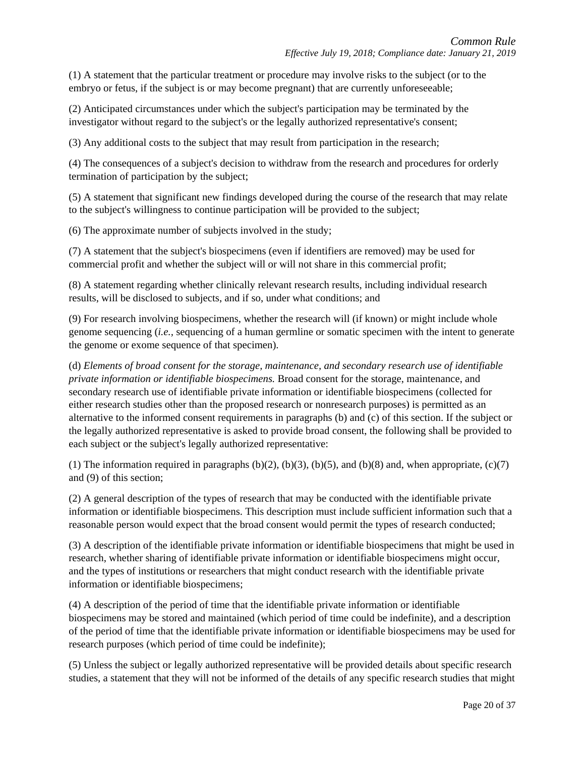(1) A statement that the particular treatment or procedure may involve risks to the subject (or to the embryo or fetus, if the subject is or may become pregnant) that are currently unforeseeable;

(2) Anticipated circumstances under which the subject's participation may be terminated by the investigator without regard to the subject's or the legally authorized representative's consent;

(3) Any additional costs to the subject that may result from participation in the research;

(4) The consequences of a subject's decision to withdraw from the research and procedures for orderly termination of participation by the subject;

(5) A statement that significant new findings developed during the course of the research that may relate to the subject's willingness to continue participation will be provided to the subject;

(6) The approximate number of subjects involved in the study;

(7) A statement that the subject's biospecimens (even if identifiers are removed) may be used for commercial profit and whether the subject will or will not share in this commercial profit;

(8) A statement regarding whether clinically relevant research results, including individual research results, will be disclosed to subjects, and if so, under what conditions; and

(9) For research involving biospecimens, whether the research will (if known) or might include whole genome sequencing (*i.e.*, sequencing of a human germline or somatic specimen with the intent to generate the genome or exome sequence of that specimen).

(d) *Elements of broad consent for the storage, maintenance, and secondary research use of identifiable private information or identifiable biospecimens.* Broad consent for the storage, maintenance, and secondary research use of identifiable private information or identifiable biospecimens (collected for either research studies other than the proposed research or nonresearch purposes) is permitted as an alternative to the informed consent requirements in paragraphs (b) and (c) of this section. If the subject or the legally authorized representative is asked to provide broad consent, the following shall be provided to each subject or the subject's legally authorized representative:

(1) The information required in paragraphs (b)(2), (b)(3), (b)(5), and (b)(8) and, when appropriate, (c)(7) and (9) of this section;

(2) A general description of the types of research that may be conducted with the identifiable private information or identifiable biospecimens. This description must include sufficient information such that a reasonable person would expect that the broad consent would permit the types of research conducted;

(3) A description of the identifiable private information or identifiable biospecimens that might be used in research, whether sharing of identifiable private information or identifiable biospecimens might occur, and the types of institutions or researchers that might conduct research with the identifiable private information or identifiable biospecimens;

(4) A description of the period of time that the identifiable private information or identifiable biospecimens may be stored and maintained (which period of time could be indefinite), and a description of the period of time that the identifiable private information or identifiable biospecimens may be used for research purposes (which period of time could be indefinite);

(5) Unless the subject or legally authorized representative will be provided details about specific research studies, a statement that they will not be informed of the details of any specific research studies that might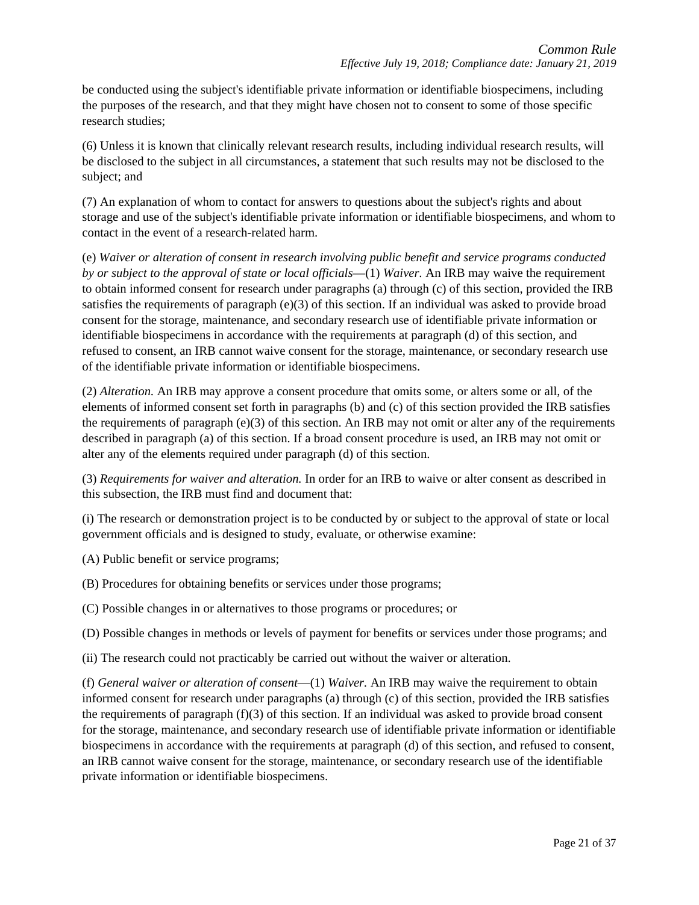be conducted using the subject's identifiable private information or identifiable biospecimens, including the purposes of the research, and that they might have chosen not to consent to some of those specific research studies;

(6) Unless it is known that clinically relevant research results, including individual research results, will be disclosed to the subject in all circumstances, a statement that such results may not be disclosed to the subject; and

(7) An explanation of whom to contact for answers to questions about the subject's rights and about storage and use of the subject's identifiable private information or identifiable biospecimens, and whom to contact in the event of a research-related harm.

(e) *Waiver or alteration of consent in research involving public benefit and service programs conducted by or subject to the approval of state or local officials*—(1) *Waiver*. An IRB may waive the requirement to obtain informed consent for research under paragraphs (a) through (c) of this section, provided the IRB satisfies the requirements of paragraph (e)(3) of this section. If an individual was asked to provide broad consent for the storage, maintenance, and secondary research use of identifiable private information or identifiable biospecimens in accordance with the requirements at paragraph (d) of this section, and refused to consent, an IRB cannot waive consent for the storage, maintenance, or secondary research use of the identifiable private information or identifiable biospecimens.

(2) *Alteration.* An IRB may approve a consent procedure that omits some, or alters some or all, of the elements of informed consent set forth in paragraphs (b) and (c) of this section provided the IRB satisfies the requirements of paragraph (e)(3) of this section. An IRB may not omit or alter any of the requirements described in paragraph (a) of this section. If a broad consent procedure is used, an IRB may not omit or alter any of the elements required under paragraph (d) of this section.

(3) *Requirements for waiver and alteration.* In order for an IRB to waive or alter consent as described in this subsection, the IRB must find and document that:

(i) The research or demonstration project is to be conducted by or subject to the approval of state or local government officials and is designed to study, evaluate, or otherwise examine:

(A) Public benefit or service programs;

(B) Procedures for obtaining benefits or services under those programs;

(C) Possible changes in or alternatives to those programs or procedures; or

(D) Possible changes in methods or levels of payment for benefits or services under those programs; and

(ii) The research could not practicably be carried out without the waiver or alteration.

(f) *General waiver or alteration of consent*—(1) *Waiver.* An IRB may waive the requirement to obtain informed consent for research under paragraphs (a) through (c) of this section, provided the IRB satisfies the requirements of paragraph (f)(3) of this section. If an individual was asked to provide broad consent for the storage, maintenance, and secondary research use of identifiable private information or identifiable biospecimens in accordance with the requirements at paragraph (d) of this section, and refused to consent, an IRB cannot waive consent for the storage, maintenance, or secondary research use of the identifiable private information or identifiable biospecimens.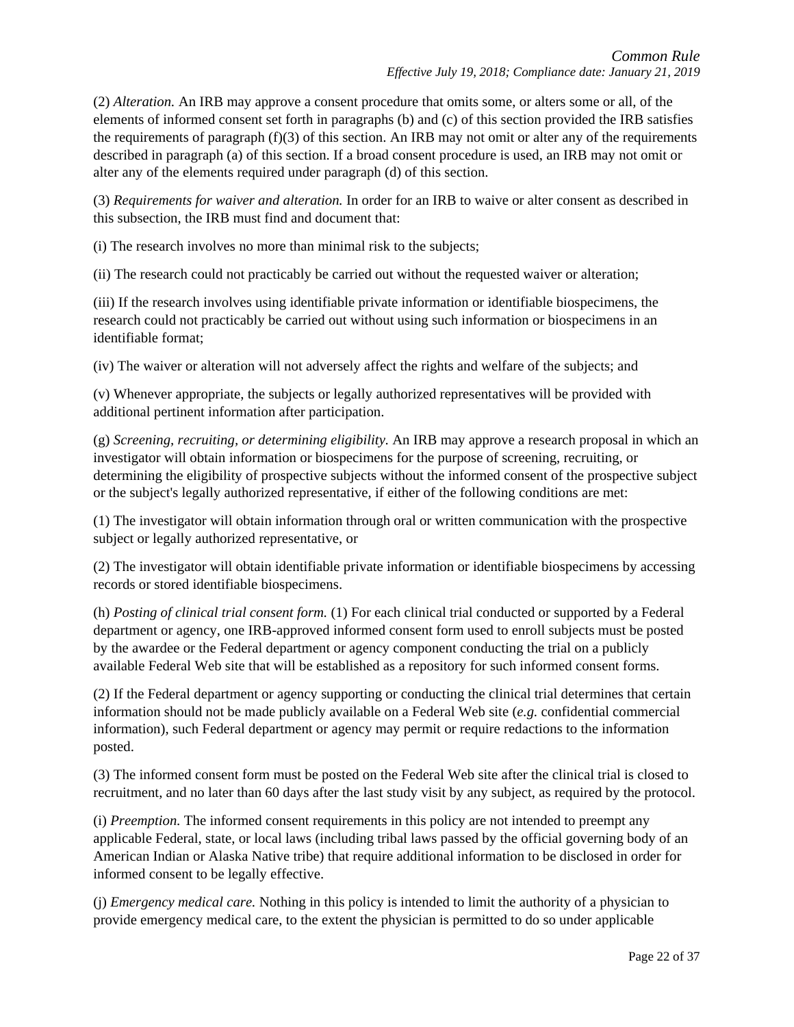(2) *Alteration.* An IRB may approve a consent procedure that omits some, or alters some or all, of the elements of informed consent set forth in paragraphs (b) and (c) of this section provided the IRB satisfies the requirements of paragraph (f)(3) of this section. An IRB may not omit or alter any of the requirements described in paragraph (a) of this section. If a broad consent procedure is used, an IRB may not omit or alter any of the elements required under paragraph (d) of this section.

(3) *Requirements for waiver and alteration.* In order for an IRB to waive or alter consent as described in this subsection, the IRB must find and document that:

(i) The research involves no more than minimal risk to the subjects;

(ii) The research could not practicably be carried out without the requested waiver or alteration;

(iii) If the research involves using identifiable private information or identifiable biospecimens, the research could not practicably be carried out without using such information or biospecimens in an identifiable format;

(iv) The waiver or alteration will not adversely affect the rights and welfare of the subjects; and

(v) Whenever appropriate, the subjects or legally authorized representatives will be provided with additional pertinent information after participation.

(g) *Screening, recruiting, or determining eligibility.* An IRB may approve a research proposal in which an investigator will obtain information or biospecimens for the purpose of screening, recruiting, or determining the eligibility of prospective subjects without the informed consent of the prospective subject or the subject's legally authorized representative, if either of the following conditions are met:

(1) The investigator will obtain information through oral or written communication with the prospective subject or legally authorized representative, or

(2) The investigator will obtain identifiable private information or identifiable biospecimens by accessing records or stored identifiable biospecimens.

(h) *Posting of clinical trial consent form.* (1) For each clinical trial conducted or supported by a Federal department or agency, one IRB-approved informed consent form used to enroll subjects must be posted by the awardee or the Federal department or agency component conducting the trial on a publicly available Federal Web site that will be established as a repository for such informed consent forms.

(2) If the Federal department or agency supporting or conducting the clinical trial determines that certain information should not be made publicly available on a Federal Web site (*e.g.* confidential commercial information), such Federal department or agency may permit or require redactions to the information posted.

(3) The informed consent form must be posted on the Federal Web site after the clinical trial is closed to recruitment, and no later than 60 days after the last study visit by any subject, as required by the protocol.

(i) *Preemption.* The informed consent requirements in this policy are not intended to preempt any applicable Federal, state, or local laws (including tribal laws passed by the official governing body of an American Indian or Alaska Native tribe) that require additional information to be disclosed in order for informed consent to be legally effective.

(j) *Emergency medical care.* Nothing in this policy is intended to limit the authority of a physician to provide emergency medical care, to the extent the physician is permitted to do so under applicable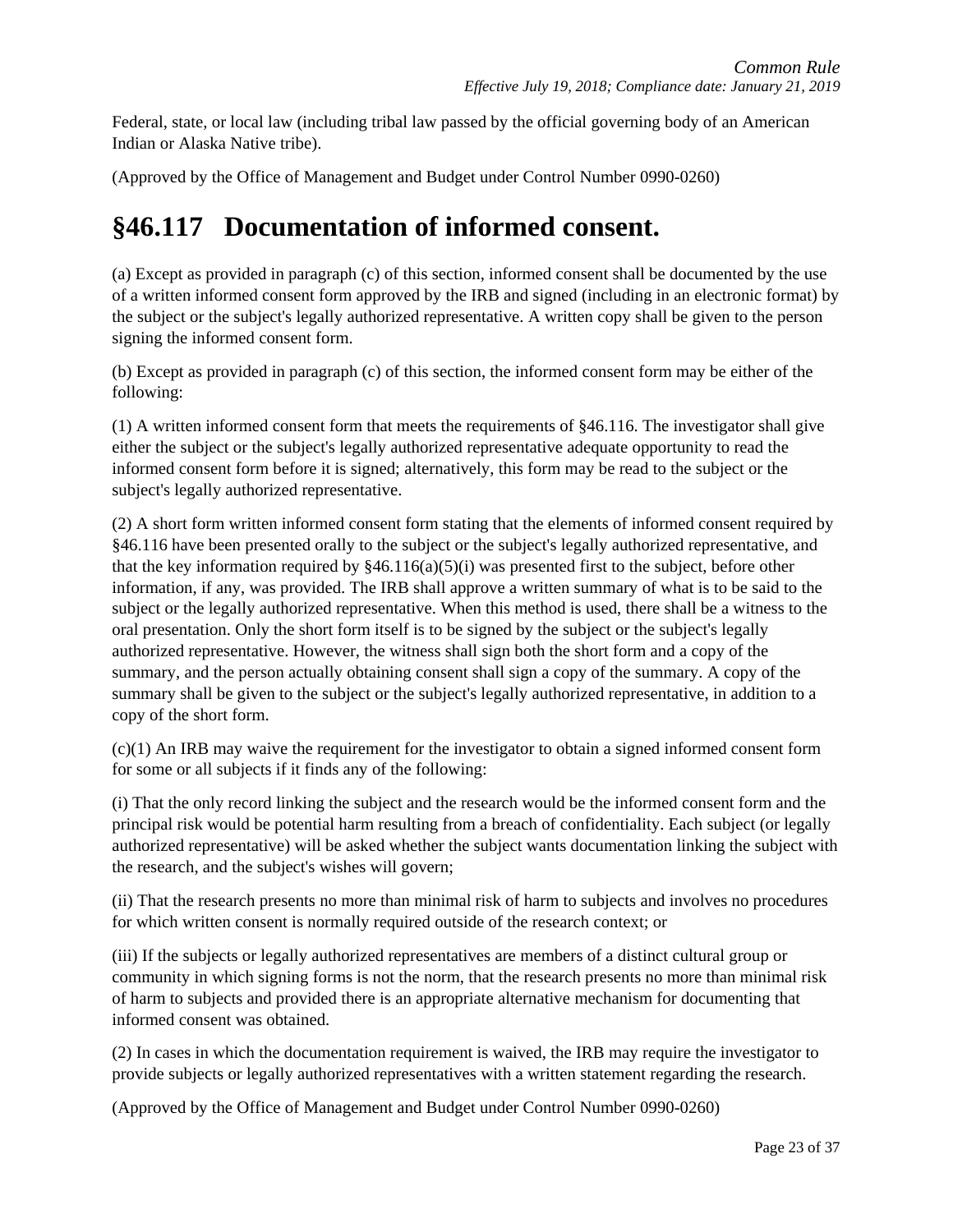Federal, state, or local law (including tribal law passed by the official governing body of an American Indian or Alaska Native tribe).

(Approved by the Office of Management and Budget under Control Number 0990-0260)

# §46.117 Documentation of informed consent.

(a) Except as provided in paragraph (c) of this section, informed consent shall be documented by the use of a written informed consent form approved by the IRB and signed (including in an electronic format) by the subject or the subject's legally authorized representative. A written copy shall be given to the person signing the informed consent form.

(b) Except as provided in paragraph (c) of this section, the informed consent form may be either of the following:

(1) A written informed consent form that meets the requirements of §46.116. The investigator shall give either the subject or the subject's legally authorized representative adequate opportunity to read the informed consent form before it is signed; alternatively, this form may be read to the subject or the subject's legally authorized representative.

(2) A short form written informed consent form stating that the elements of informed consent required by §46.116 have been presented orally to the subject or the subject's legally authorized representative, and that the key information required by §46.116(a)(5)(i) was presented first to the subject, before other information, if any, was provided. The IRB shall approve a written summary of what is to be said to the subject or the legally authorized representative. When this method is used, there shall be a witness to the oral presentation. Only the short form itself is to be signed by the subject or the subject's legally authorized representative. However, the witness shall sign both the short form and a copy of the summary, and the person actually obtaining consent shall sign a copy of the summary. A copy of the summary shall be given to the subject or the subject's legally authorized representative, in addition to a copy of the short form.

(c)(1) An IRB may waive the requirement for the investigator to obtain a signed informed consent form for some or all subjects if it finds any of the following:

(i) That the only record linking the subject and the research would be the informed consent form and the principal risk would be potential harm resulting from a breach of confidentiality. Each subject (or legally authorized representative) will be asked whether the subject wants documentation linking the subject with the research, and the subject's wishes will govern;

(ii) That the research presents no more than minimal risk of harm to subjects and involves no procedures for which written consent is normally required outside of the research context; or

(iii) If the subjects or legally authorized representatives are members of a distinct cultural group or community in which signing forms is not the norm, that the research presents no more than minimal risk of harm to subjects and provided there is an appropriate alternative mechanism for documenting that informed consent was obtained.

(2) In cases in which the documentation requirement is waived, the IRB may require the investigator to provide subjects or legally authorized representatives with a written statement regarding the research.

(Approved by the Office of Management and Budget under Control Number 0990-0260)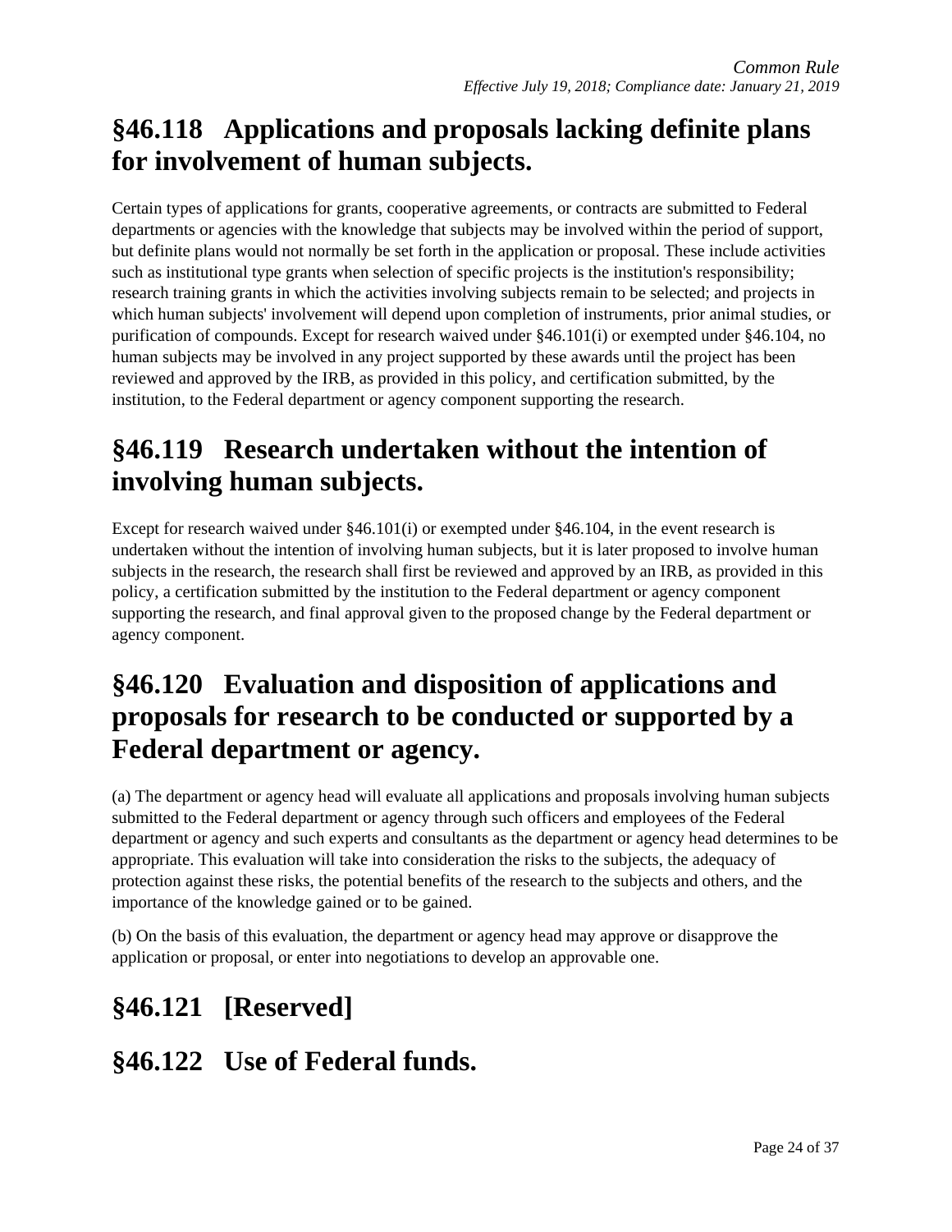## §46.118 Applications and proposals lacking definite plans for involvement of human subjects.

Certain types of applications for grants, cooperative agreements, or contracts are submitted to Federal departments or agencies with the knowledge that subjects may be involved within the period of support, but definite plans would not normally be set forth in the application or proposal. These include activities such as institutional type grants when selection of specific projects is the institution's responsibility; research training grants in which the activities involving subjects remain to be selected; and projects in which human subjects' involvement will depend upon completion of instruments, prior animal studies, or purification of compounds. Except for research waived under §46.101(i) or exempted under §46.104, no human subjects may be involved in any project supported by these awards until the project has been reviewed and approved by the IRB, as provided in this policy, and certification submitted, by the institution, to the Federal department or agency component supporting the research.

## §46.119 Research undertaken without the intention of involving human subjects.

Except for research waived under §46.101(i) or exempted under §46.104, in the event research is undertaken without the intention of involving human subjects, but it is later proposed to involve human subjects in the research, the research shall first be reviewed and approved by an IRB, as provided in this policy, a certification submitted by the institution to the Federal department or agency component supporting the research, and final approval given to the proposed change by the Federal department or agency component.

## §46.120 Evaluation and disposition of applications and proposals for research to be conducted or supported by a Federal department or agency.

(a) The department or agency head will evaluate all applications and proposals involving human subjects submitted to the Federal department or agency through such officers and employees of the Federal department or agency and such experts and consultants as the department or agency head determines to be appropriate. This evaluation will take into consideration the risks to the subjects, the adequacy of protection against these risks, the potential benefits of the research to the subjects and others, and the importance of the knowledge gained or to be gained.

(b) On the basis of this evaluation, the department or agency head may approve or disapprove the application or proposal, or enter into negotiations to develop an approvable one.

## §46.121 [Reserved]

## §46.122 Use of Federal funds.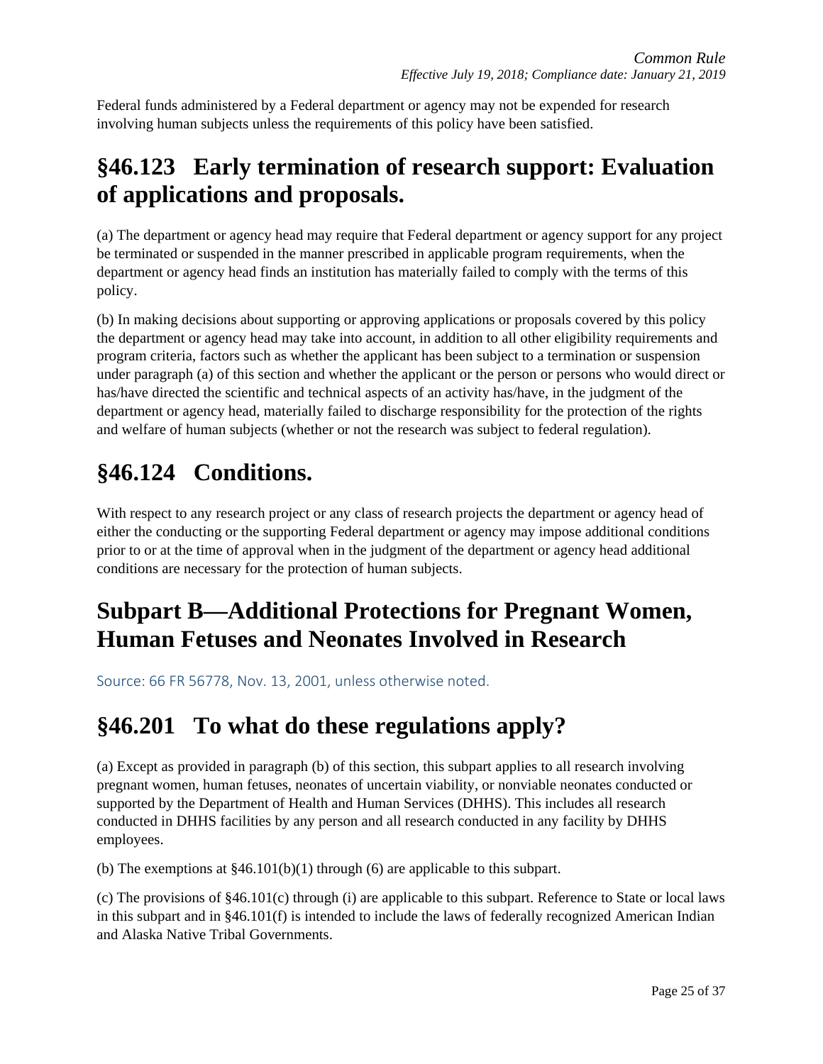Federal funds administered by a Federal department or agency may not be expended for research involving human subjects unless the requirements of this policy have been satisfied.

## §46.123 Early termination of research support: Evaluation of applications and proposals.

(a) The department or agency head may require that Federal department or agency support for any project be terminated or suspended in the manner prescribed in applicable program requirements, when the department or agency head finds an institution has materially failed to comply with the terms of this policy.

(b) In making decisions about supporting or approving applications or proposals covered by this policy the department or agency head may take into account, in addition to all other eligibility requirements and program criteria, factors such as whether the applicant has been subject to a termination or suspension under paragraph (a) of this section and whether the applicant or the person or persons who would direct or has/have directed the scientific and technical aspects of an activity has/have, in the judgment of the department or agency head, materially failed to discharge responsibility for the protection of the rights and welfare of human subjects (whether or not the research was subject to federal regulation).

## §46.124 Conditions.

With respect to any research project or any class of research projects the department or agency head of either the conducting or the supporting Federal department or agency may impose additional conditions prior to or at the time of approval when in the judgment of the department or agency head additional conditions are necessary for the protection of human subjects.

# Subpart B—Additional Protections for Pregnant Women, Human Fetuses and Neonates Involved in Research

Source: 66 FR 56778, Nov. 13, 2001, unless otherwise noted.

## §46.201 To what do these regulations apply?

(a) Except as provided in paragraph (b) of this section, this subpart applies to all research involving pregnant women, human fetuses, neonates of uncertain viability, or nonviable neonates conducted or supported by the Department of Health and Human Services (DHHS). This includes all research conducted in DHHS facilities by any person and all research conducted in any facility by DHHS employees.

(b) The exemptions at §46.101(b)(1) through (6) are applicable to this subpart.

(c) The provisions of §46.101(c) through (i) are applicable to this subpart. Reference to State or local laws in this subpart and in §46.101(f) is intended to include the laws of federally recognized American Indian and Alaska Native Tribal Governments.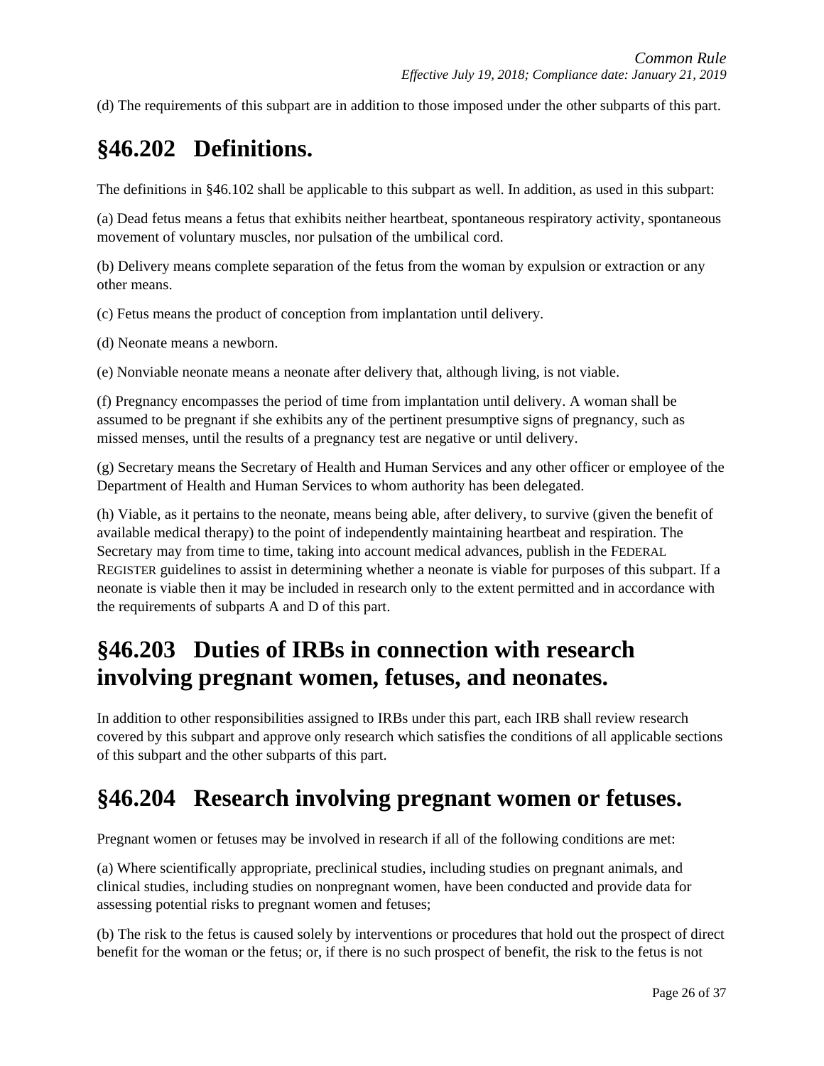(d) The requirements of this subpart are in addition to those imposed under the other subparts of this part.

# §46.202 Definitions.

The definitions in §46.102 shall be applicable to this subpart as well. In addition, as used in this subpart:

(a) Dead fetus means a fetus that exhibits neither heartbeat, spontaneous respiratory activity, spontaneous movement of voluntary muscles, nor pulsation of the umbilical cord.

(b) Delivery means complete separation of the fetus from the woman by expulsion or extraction or any other means.

(c) Fetus means the product of conception from implantation until delivery.

(d) Neonate means a newborn.

(e) Nonviable neonate means a neonate after delivery that, although living, is not viable.

(f) Pregnancy encompasses the period of time from implantation until delivery. A woman shall be assumed to be pregnant if she exhibits any of the pertinent presumptive signs of pregnancy, such as missed menses, until the results of a pregnancy test are negative or until delivery.

(g) Secretary means the Secretary of Health and Human Services and any other officer or employee of the Department of Health and Human Services to whom authority has been delegated.

(h) Viable, as it pertains to the neonate, means being able, after delivery, to survive (given the benefit of available medical therapy) to the point of independently maintaining heartbeat and respiration. The Secretary may from time to time, taking into account medical advances, publish in the FEDERAL REGISTER guidelines to assist in determining whether a neonate is viable for purposes of this subpart. If a neonate is viable then it may be included in research only to the extent permitted and in accordance with the requirements of subparts A and D of this part.

# §46.203 Duties of IRBs in connection with research involving pregnant women, fetuses, and neonates.

In addition to other responsibilities assigned to IRBs under this part, each IRB shall review research covered by this subpart and approve only research which satisfies the conditions of all applicable sections of this subpart and the other subparts of this part.

# §46.204 Research involving pregnant women or fetuses.

Pregnant women or fetuses may be involved in research if all of the following conditions are met:

(a) Where scientifically appropriate, preclinical studies, including studies on pregnant animals, and clinical studies, including studies on nonpregnant women, have been conducted and provide data for assessing potential risks to pregnant women and fetuses;

(b) The risk to the fetus is caused solely by interventions or procedures that hold out the prospect of direct benefit for the woman or the fetus; or, if there is no such prospect of benefit, the risk to the fetus is not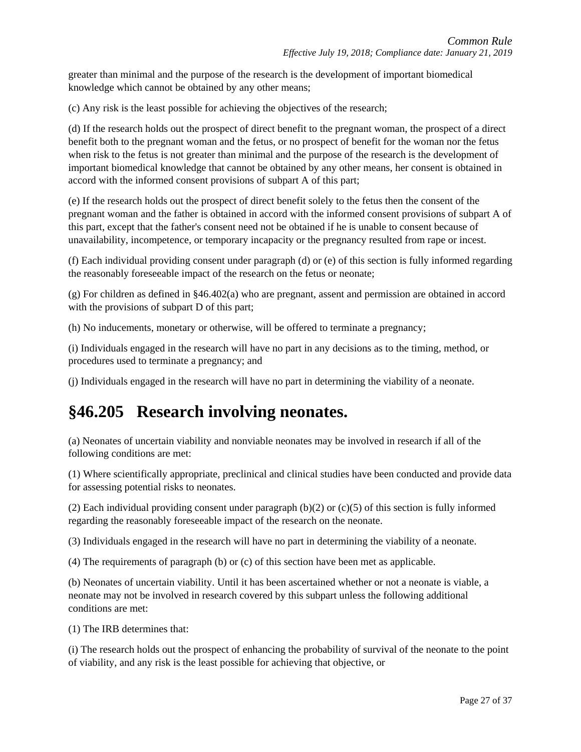greater than minimal and the purpose of the research is the development of important biomedical knowledge which cannot be obtained by any other means;

(c) Any risk is the least possible for achieving the objectives of the research;

(d) If the research holds out the prospect of direct benefit to the pregnant woman, the prospect of a direct benefit both to the pregnant woman and the fetus, or no prospect of benefit for the woman nor the fetus when risk to the fetus is not greater than minimal and the purpose of the research is the development of important biomedical knowledge that cannot be obtained by any other means, her consent is obtained in accord with the informed consent provisions of subpart A of this part;

(e) If the research holds out the prospect of direct benefit solely to the fetus then the consent of the pregnant woman and the father is obtained in accord with the informed consent provisions of subpart A of this part, except that the father's consent need not be obtained if he is unable to consent because of unavailability, incompetence, or temporary incapacity or the pregnancy resulted from rape or incest.

(f) Each individual providing consent under paragraph (d) or (e) of this section is fully informed regarding the reasonably foreseeable impact of the research on the fetus or neonate;

(g) For children as defined in §46.402(a) who are pregnant, assent and permission are obtained in accord with the provisions of subpart D of this part;

(h) No inducements, monetary or otherwise, will be offered to terminate a pregnancy;

(i) Individuals engaged in the research will have no part in any decisions as to the timing, method, or procedures used to terminate a pregnancy; and

(j) Individuals engaged in the research will have no part in determining the viability of a neonate.

# §46.205 Research involving neonates.

(a) Neonates of uncertain viability and nonviable neonates may be involved in research if all of the following conditions are met:

(1) Where scientifically appropriate, preclinical and clinical studies have been conducted and provide data for assessing potential risks to neonates.

(2) Each individual providing consent under paragraph (b)(2) or (c)(5) of this section is fully informed regarding the reasonably foreseeable impact of the research on the neonate.

(3) Individuals engaged in the research will have no part in determining the viability of a neonate.

(4) The requirements of paragraph (b) or (c) of this section have been met as applicable.

(b) Neonates of uncertain viability. Until it has been ascertained whether or not a neonate is viable, a neonate may not be involved in research covered by this subpart unless the following additional conditions are met:

(1) The IRB determines that:

(i) The research holds out the prospect of enhancing the probability of survival of the neonate to the point of viability, and any risk is the least possible for achieving that objective, or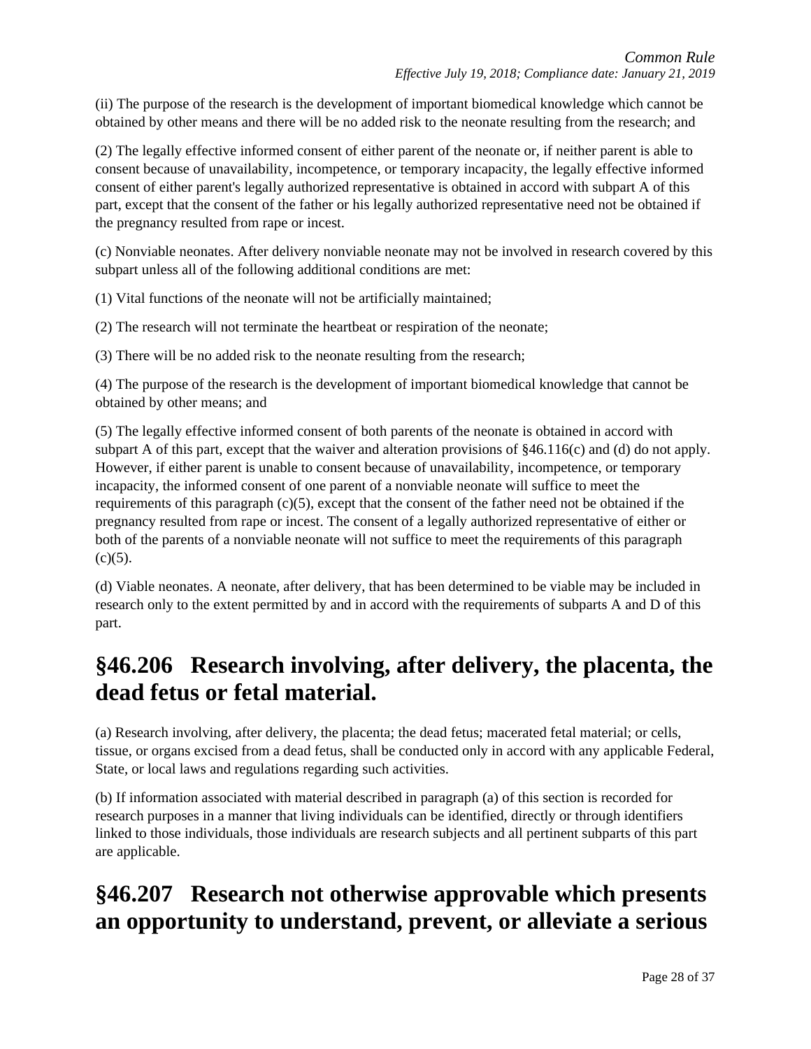(ii) The purpose of the research is the development of important biomedical knowledge which cannot be obtained by other means and there will be no added risk to the neonate resulting from the research; and

(2) The legally effective informed consent of either parent of the neonate or, if neither parent is able to consent because of unavailability, incompetence, or temporary incapacity, the legally effective informed consent of either parent's legally authorized representative is obtained in accord with subpart A of this part, except that the consent of the father or his legally authorized representative need not be obtained if the pregnancy resulted from rape or incest.

(c) Nonviable neonates. After delivery nonviable neonate may not be involved in research covered by this subpart unless all of the following additional conditions are met:

(1) Vital functions of the neonate will not be artificially maintained;

(2) The research will not terminate the heartbeat or respiration of the neonate;

(3) There will be no added risk to the neonate resulting from the research;

(4) The purpose of the research is the development of important biomedical knowledge that cannot be obtained by other means; and

(5) The legally effective informed consent of both parents of the neonate is obtained in accord with subpart A of this part, except that the waiver and alteration provisions of §46.116(c) and (d) do not apply. However, if either parent is unable to consent because of unavailability, incompetence, or temporary incapacity, the informed consent of one parent of a nonviable neonate will suffice to meet the requirements of this paragraph (c)(5), except that the consent of the father need not be obtained if the pregnancy resulted from rape or incest. The consent of a legally authorized representative of either or both of the parents of a nonviable neonate will not suffice to meet the requirements of this paragraph (c)(5).

(d) Viable neonates. A neonate, after delivery, that has been determined to be viable may be included in research only to the extent permitted by and in accord with the requirements of subparts A and D of this part.

# §46.206 Research involving, after delivery, the placenta, the dead fetus or fetal material.

(a) Research involving, after delivery, the placenta; the dead fetus; macerated fetal material; or cells, tissue, or organs excised from a dead fetus, shall be conducted only in accord with any applicable Federal, State, or local laws and regulations regarding such activities.

(b) If information associated with material described in paragraph (a) of this section is recorded for research purposes in a manner that living individuals can be identified, directly or through identifiers linked to those individuals, those individuals are research subjects and all pertinent subparts of this part are applicable.

# §46.207 Research not otherwise approvable which presents an opportunity to understand, prevent, or alleviate a serious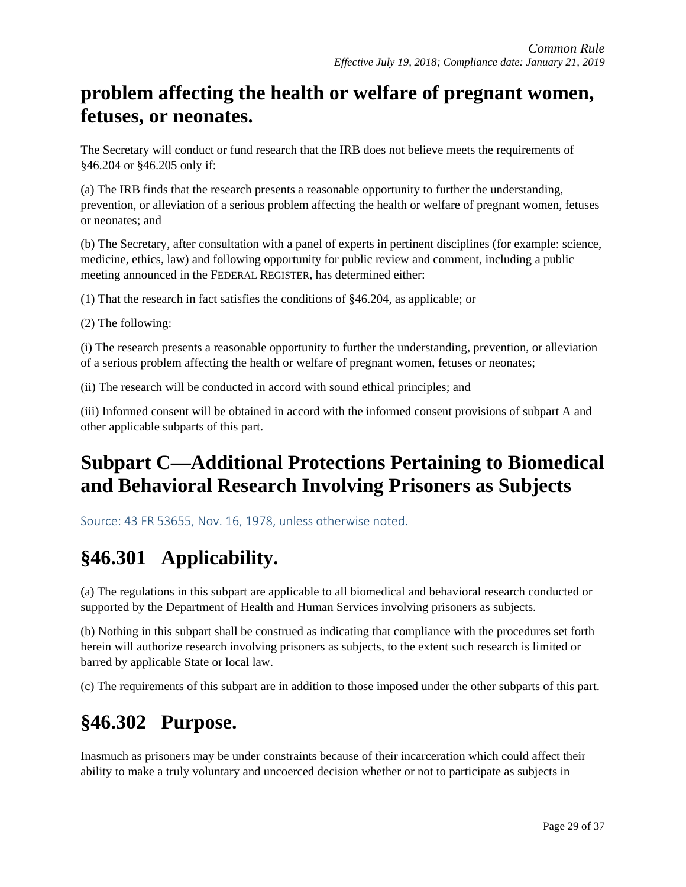## problem affecting the health or welfare of pregnant women, fetuses, or neonates.

The Secretary will conduct or fund research that the IRB does not believe meets the requirements of §46.204 or §46.205 only if:

(a) The IRB finds that the research presents a reasonable opportunity to further the understanding, prevention, or alleviation of a serious problem affecting the health or welfare of pregnant women, fetuses or neonates; and

(b) The Secretary, after consultation with a panel of experts in pertinent disciplines (for example: science, medicine, ethics, law) and following opportunity for public review and comment, including a public meeting announced in the FEDERAL REGISTER, has determined either:

(1) That the research in fact satisfies the conditions of §46.204, as applicable; or

(2) The following:

(i) The research presents a reasonable opportunity to further the understanding, prevention, or alleviation of a serious problem affecting the health or welfare of pregnant women, fetuses or neonates;

(ii) The research will be conducted in accord with sound ethical principles; and

(iii) Informed consent will be obtained in accord with the informed consent provisions of subpart A and other applicable subparts of this part.

# Subpart C—Additional Protections Pertaining to Biomedical and Behavioral Research Involving Prisoners as Subjects

Source: 43 FR 53655, Nov. 16, 1978, unless otherwise noted.

## §46.301 Applicability.

(a) The regulations in this subpart are applicable to all biomedical and behavioral research conducted or supported by the Department of Health and Human Services involving prisoners as subjects.

(b) Nothing in this subpart shall be construed as indicating that compliance with the procedures set forth herein will authorize research involving prisoners as subjects, to the extent such research is limited or barred by applicable State or local law.

(c) The requirements of this subpart are in addition to those imposed under the other subparts of this part.

## §46.302 Purpose.

Inasmuch as prisoners may be under constraints because of their incarceration which could affect their ability to make a truly voluntary and uncoerced decision whether or not to participate as subjects in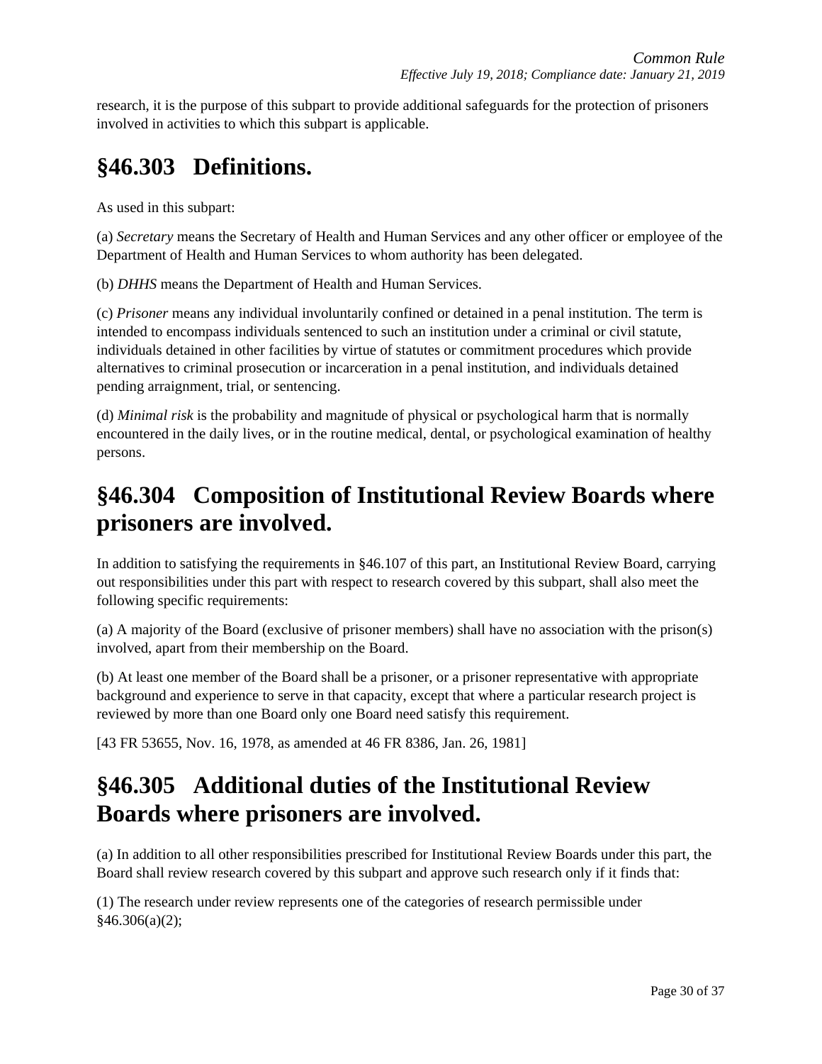research, it is the purpose of this subpart to provide additional safeguards for the protection of prisoners involved in activities to which this subpart is applicable.

# §46.303 Definitions.

As used in this subpart:

(a) *Secretary* means the Secretary of Health and Human Services and any other officer or employee of the Department of Health and Human Services to whom authority has been delegated.

(b) *DHHS* means the Department of Health and Human Services.

(c) *Prisoner* means any individual involuntarily confined or detained in a penal institution. The term is intended to encompass individuals sentenced to such an institution under a criminal or civil statute, individuals detained in other facilities by virtue of statutes or commitment procedures which provide alternatives to criminal prosecution or incarceration in a penal institution, and individuals detained pending arraignment, trial, or sentencing.

(d) *Minimal risk* is the probability and magnitude of physical or psychological harm that is normally encountered in the daily lives, or in the routine medical, dental, or psychological examination of healthy persons.

# §46.304 Composition of Institutional Review Boards where prisoners are involved.

In addition to satisfying the requirements in §46.107 of this part, an Institutional Review Board, carrying out responsibilities under this part with respect to research covered by this subpart, shall also meet the following specific requirements:

(a) A majority of the Board (exclusive of prisoner members) shall have no association with the prison(s) involved, apart from their membership on the Board.

(b) At least one member of the Board shall be a prisoner, or a prisoner representative with appropriate background and experience to serve in that capacity, except that where a particular research project is reviewed by more than one Board only one Board need satisfy this requirement.

[43 FR 53655, Nov. 16, 1978, as amended at 46 FR 8386, Jan. 26, 1981]

# §46.305 Additional duties of the Institutional Review Boards where prisoners are involved.

(a) In addition to all other responsibilities prescribed for Institutional Review Boards under this part, the Board shall review research covered by this subpart and approve such research only if it finds that:

(1) The research under review represents one of the categories of research permissible under §46.306(a)(2);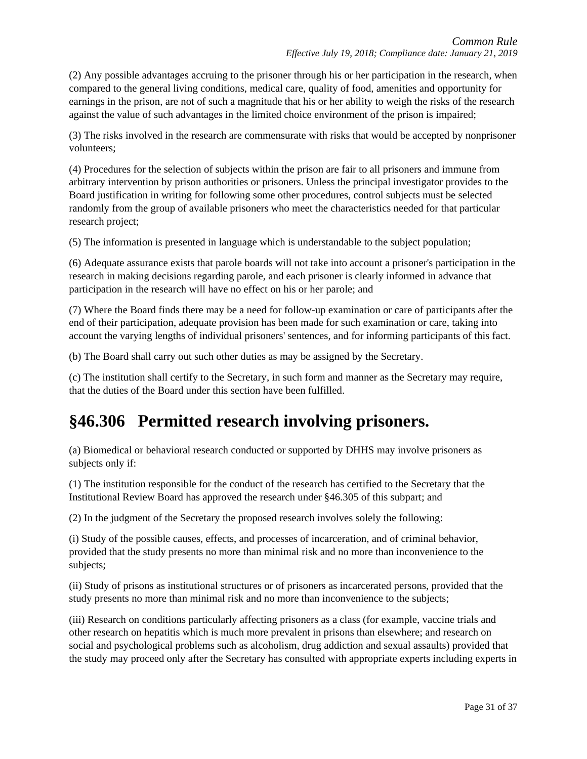(2) Any possible advantages accruing to the prisoner through his or her participation in the research, when compared to the general living conditions, medical care, quality of food, amenities and opportunity for earnings in the prison, are not of such a magnitude that his or her ability to weigh the risks of the research against the value of such advantages in the limited choice environment of the prison is impaired;

(3) The risks involved in the research are commensurate with risks that would be accepted by nonprisoner volunteers;

(4) Procedures for the selection of subjects within the prison are fair to all prisoners and immune from arbitrary intervention by prison authorities or prisoners. Unless the principal investigator provides to the Board justification in writing for following some other procedures, control subjects must be selected randomly from the group of available prisoners who meet the characteristics needed for that particular research project;

(5) The information is presented in language which is understandable to the subject population;

(6) Adequate assurance exists that parole boards will not take into account a prisoner's participation in the research in making decisions regarding parole, and each prisoner is clearly informed in advance that participation in the research will have no effect on his or her parole; and

(7) Where the Board finds there may be a need for follow-up examination or care of participants after the end of their participation, adequate provision has been made for such examination or care, taking into account the varying lengths of individual prisoners' sentences, and for informing participants of this fact.

(b) The Board shall carry out such other duties as may be assigned by the Secretary.

(c) The institution shall certify to the Secretary, in such form and manner as the Secretary may require, that the duties of the Board under this section have been fulfilled.

# §46.306 Permitted research involving prisoners.

(a) Biomedical or behavioral research conducted or supported by DHHS may involve prisoners as subjects only if:

(1) The institution responsible for the conduct of the research has certified to the Secretary that the Institutional Review Board has approved the research under §46.305 of this subpart; and

(2) In the judgment of the Secretary the proposed research involves solely the following:

(i) Study of the possible causes, effects, and processes of incarceration, and of criminal behavior, provided that the study presents no more than minimal risk and no more than inconvenience to the subjects;

(ii) Study of prisons as institutional structures or of prisoners as incarcerated persons, provided that the study presents no more than minimal risk and no more than inconvenience to the subjects;

(iii) Research on conditions particularly affecting prisoners as a class (for example, vaccine trials and other research on hepatitis which is much more prevalent in prisons than elsewhere; and research on social and psychological problems such as alcoholism, drug addiction and sexual assaults) provided that the study may proceed only after the Secretary has consulted with appropriate experts including experts in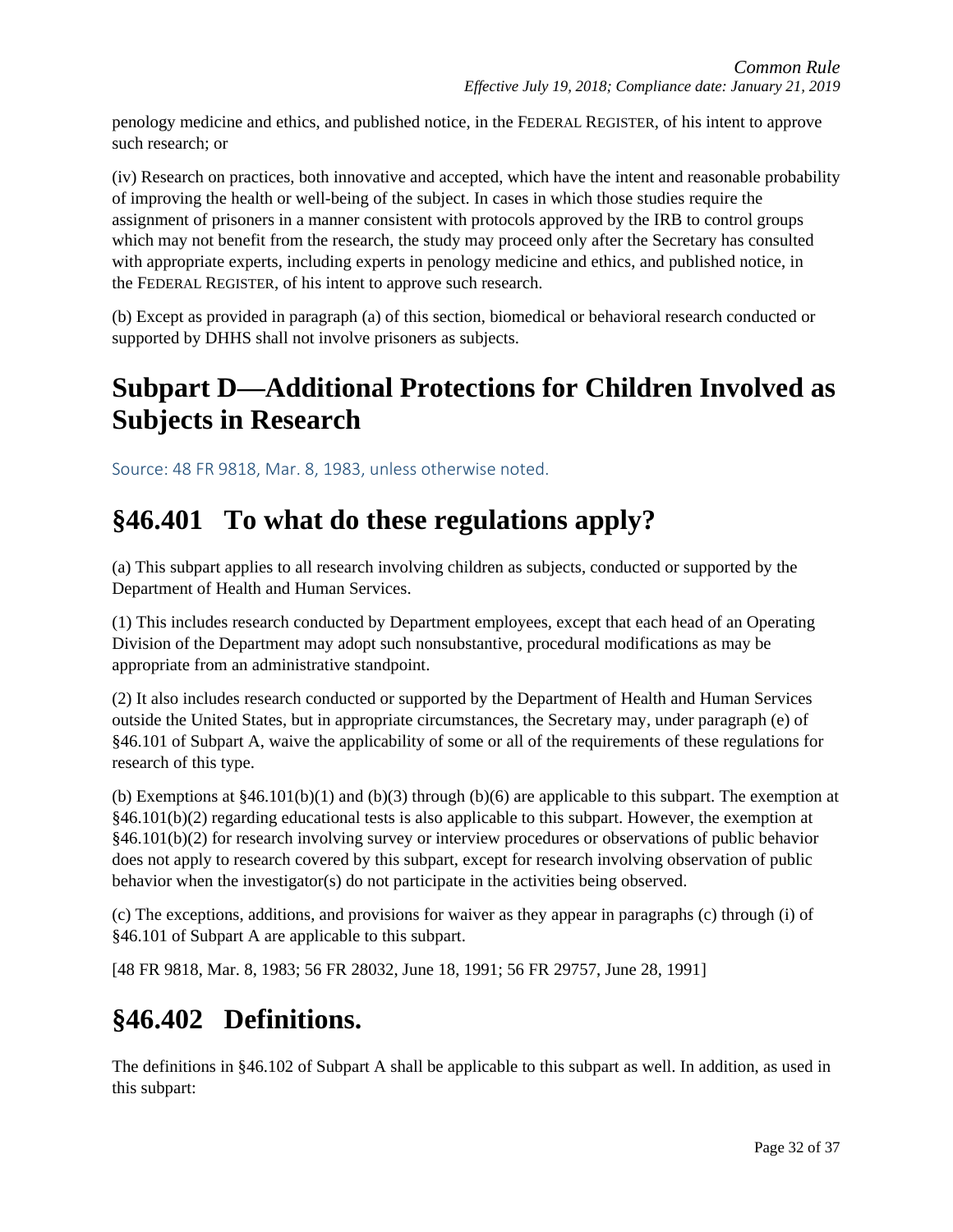penology medicine and ethics, and published notice, in the FEDERAL REGISTER, of his intent to approve such research; or

(iv) Research on practices, both innovative and accepted, which have the intent and reasonable probability of improving the health or well-being of the subject. In cases in which those studies require the assignment of prisoners in a manner consistent with protocols approved by the IRB to control groups which may not benefit from the research, the study may proceed only after the Secretary has consulted with appropriate experts, including experts in penology medicine and ethics, and published notice, in the FEDERAL REGISTER, of his intent to approve such research.

(b) Except as provided in paragraph (a) of this section, biomedical or behavioral research conducted or supported by DHHS shall not involve prisoners as subjects.

# Subpart D—Additional Protections for Children Involved as Subjects in Research

Source: 48 FR 9818, Mar. 8, 1983, unless otherwise noted.

# §46.401 To what do these regulations apply?

(a) This subpart applies to all research involving children as subjects, conducted or supported by the Department of Health and Human Services.

(1) This includes research conducted by Department employees, except that each head of an Operating Division of the Department may adopt such nonsubstantive, procedural modifications as may be appropriate from an administrative standpoint.

(2) It also includes research conducted or supported by the Department of Health and Human Services outside the United States, but in appropriate circumstances, the Secretary may, under paragraph (e) of §46.101 of Subpart A, waive the applicability of some or all of the requirements of these regulations for research of this type.

(b) Exemptions at §46.101(b)(1) and (b)(3) through (b)(6) are applicable to this subpart. The exemption at §46.101(b)(2) regarding educational tests is also applicable to this subpart. However, the exemption at §46.101(b)(2) for research involving survey or interview procedures or observations of public behavior does not apply to research covered by this subpart, except for research involving observation of public behavior when the investigator(s) do not participate in the activities being observed.

(c) The exceptions, additions, and provisions for waiver as they appear in paragraphs (c) through (i) of §46.101 of Subpart A are applicable to this subpart.

[48 FR 9818, Mar. 8, 1983; 56 FR 28032, June 18, 1991; 56 FR 29757, June 28, 1991]

# §46.402 Definitions.

The definitions in §46.102 of Subpart A shall be applicable to this subpart as well. In addition, as used in this subpart: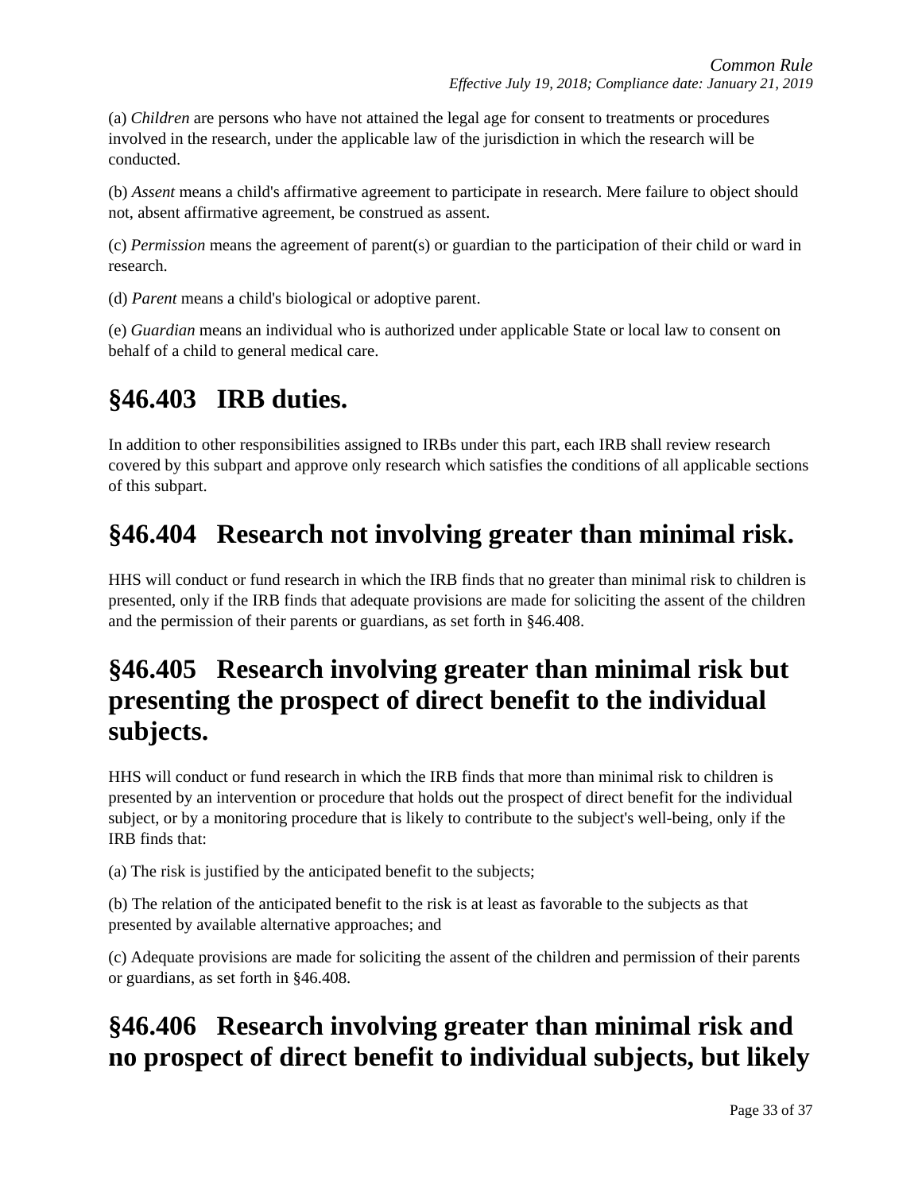(a) *Children* are persons who have not attained the legal age for consent to treatments or procedures involved in the research, under the applicable law of the jurisdiction in which the research will be conducted.

(b) *Assent* means a child's affirmative agreement to participate in research. Mere failure to object should not, absent affirmative agreement, be construed as assent.

(c) *Permission* means the agreement of parent(s) or guardian to the participation of their child or ward in research.

(d) *Parent* means a child's biological or adoptive parent.

(e) *Guardian* means an individual who is authorized under applicable State or local law to consent on behalf of a child to general medical care.

# §46.403 IRB duties.

In addition to other responsibilities assigned to IRBs under this part, each IRB shall review research covered by this subpart and approve only research which satisfies the conditions of all applicable sections of this subpart.

# §46.404 Research not involving greater than minimal risk.

HHS will conduct or fund research in which the IRB finds that no greater than minimal risk to children is presented, only if the IRB finds that adequate provisions are made for soliciting the assent of the children and the permission of their parents or guardians, as set forth in §46.408.

# §46.405 Research involving greater than minimal risk but presenting the prospect of direct benefit to the individual subjects.

HHS will conduct or fund research in which the IRB finds that more than minimal risk to children is presented by an intervention or procedure that holds out the prospect of direct benefit for the individual subject, or by a monitoring procedure that is likely to contribute to the subject's well-being, only if the IRB finds that:

(a) The risk is justified by the anticipated benefit to the subjects;

(b) The relation of the anticipated benefit to the risk is at least as favorable to the subjects as that presented by available alternative approaches; and

(c) Adequate provisions are made for soliciting the assent of the children and permission of their parents or guardians, as set forth in §46.408.

# §46.406 Research involving greater than minimal risk and no prospect of direct benefit to individual subjects, but likely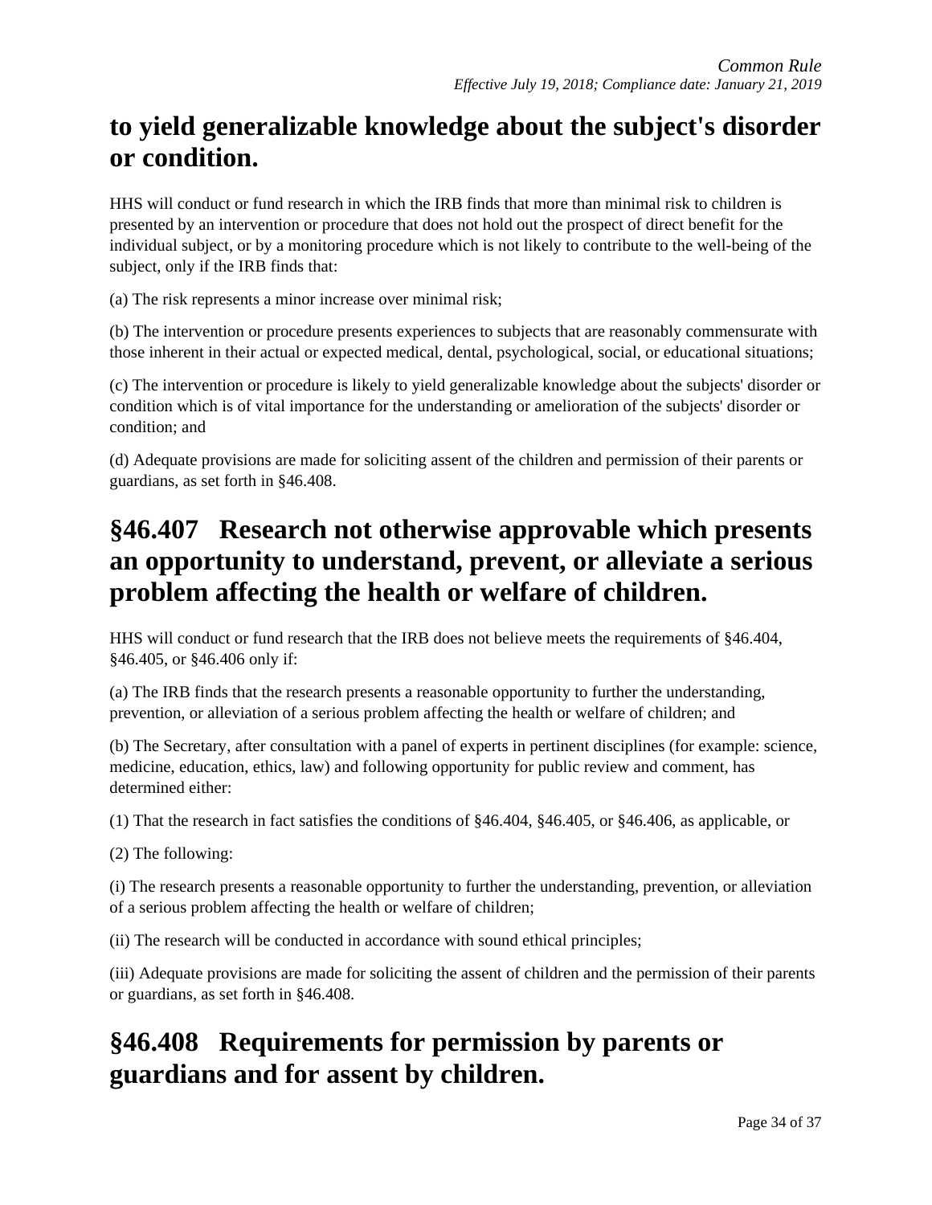## to yield generalizable knowledge about the subject's disorder or condition.

HHS will conduct or fund research in which the IRB finds that more than minimal risk to children is presented by an intervention or procedure that does not hold out the prospect of direct benefit for the individual subject, or by a monitoring procedure which is not likely to contribute to the well-being of the subject, only if the IRB finds that:

(a) The risk represents a minor increase over minimal risk;

(b) The intervention or procedure presents experiences to subjects that are reasonably commensurate with those inherent in their actual or expected medical, dental, psychological, social, or educational situations;

(c) The intervention or procedure is likely to yield generalizable knowledge about the subjects' disorder or condition which is of vital importance for the understanding or amelioration of the subjects' disorder or condition; and

(d) Adequate provisions are made for soliciting assent of the children and permission of their parents or guardians, as set forth in §46.408.

## §46.407 Research not otherwise approvable which presents an opportunity to understand, prevent, or alleviate a serious problem affecting the health or welfare of children.

HHS will conduct or fund research that the IRB does not believe meets the requirements of §46.404, §46.405, or §46.406 only if:

(a) The IRB finds that the research presents a reasonable opportunity to further the understanding, prevention, or alleviation of a serious problem affecting the health or welfare of children; and

(b) The Secretary, after consultation with a panel of experts in pertinent disciplines (for example: science, medicine, education, ethics, law) and following opportunity for public review and comment, has determined either:

(1) That the research in fact satisfies the conditions of §46.404, §46.405, or §46.406, as applicable, or

(2) The following:

(i) The research presents a reasonable opportunity to further the understanding, prevention, or alleviation of a serious problem affecting the health or welfare of children;

(ii) The research will be conducted in accordance with sound ethical principles;

(iii) Adequate provisions are made for soliciting the assent of children and the permission of their parents or guardians, as set forth in §46.408.

## §46.408 Requirements for permission by parents or guardians and for assent by children.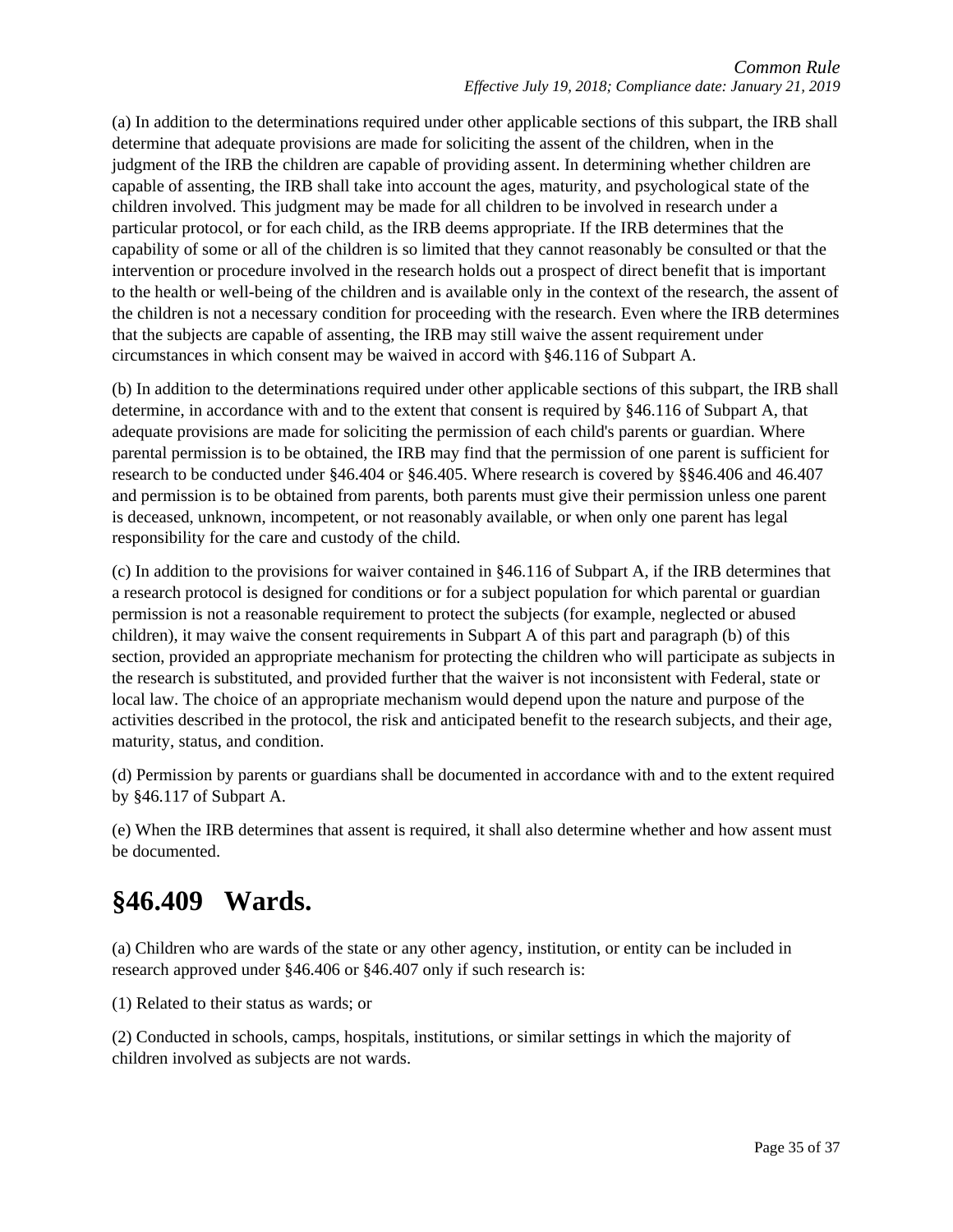(a) In addition to the determinations required under other applicable sections of this subpart, the IRB shall determine that adequate provisions are made for soliciting the assent of the children, when in the judgment of the IRB the children are capable of providing assent. In determining whether children are capable of assenting, the IRB shall take into account the ages, maturity, and psychological state of the children involved. This judgment may be made for all children to be involved in research under a particular protocol, or for each child, as the IRB deems appropriate. If the IRB determines that the capability of some or all of the children is so limited that they cannot reasonably be consulted or that the intervention or procedure involved in the research holds out a prospect of direct benefit that is important to the health or well-being of the children and is available only in the context of the research, the assent of the children is not a necessary condition for proceeding with the research. Even where the IRB determines that the subjects are capable of assenting, the IRB may still waive the assent requirement under circumstances in which consent may be waived in accord with §46.116 of Subpart A.

(b) In addition to the determinations required under other applicable sections of this subpart, the IRB shall determine, in accordance with and to the extent that consent is required by §46.116 of Subpart A, that adequate provisions are made for soliciting the permission of each child's parents or guardian. Where parental permission is to be obtained, the IRB may find that the permission of one parent is sufficient for research to be conducted under §46.404 or §46.405. Where research is covered by §§46.406 and 46.407 and permission is to be obtained from parents, both parents must give their permission unless one parent is deceased, unknown, incompetent, or not reasonably available, or when only one parent has legal responsibility for the care and custody of the child.

(c) In addition to the provisions for waiver contained in §46.116 of Subpart A, if the IRB determines that a research protocol is designed for conditions or for a subject population for which parental or guardian permission is not a reasonable requirement to protect the subjects (for example, neglected or abused children), it may waive the consent requirements in Subpart A of this part and paragraph (b) of this section, provided an appropriate mechanism for protecting the children who will participate as subjects in the research is substituted, and provided further that the waiver is not inconsistent with Federal, state or local law. The choice of an appropriate mechanism would depend upon the nature and purpose of the activities described in the protocol, the risk and anticipated benefit to the research subjects, and their age, maturity, status, and condition.

(d) Permission by parents or guardians shall be documented in accordance with and to the extent required by §46.117 of Subpart A.

(e) When the IRB determines that assent is required, it shall also determine whether and how assent must be documented.

# §46.409 Wards.

(a) Children who are wards of the state or any other agency, institution, or entity can be included in research approved under §46.406 or §46.407 only if such research is:

(1) Related to their status as wards; or

(2) Conducted in schools, camps, hospitals, institutions, or similar settings in which the majority of children involved as subjects are not wards.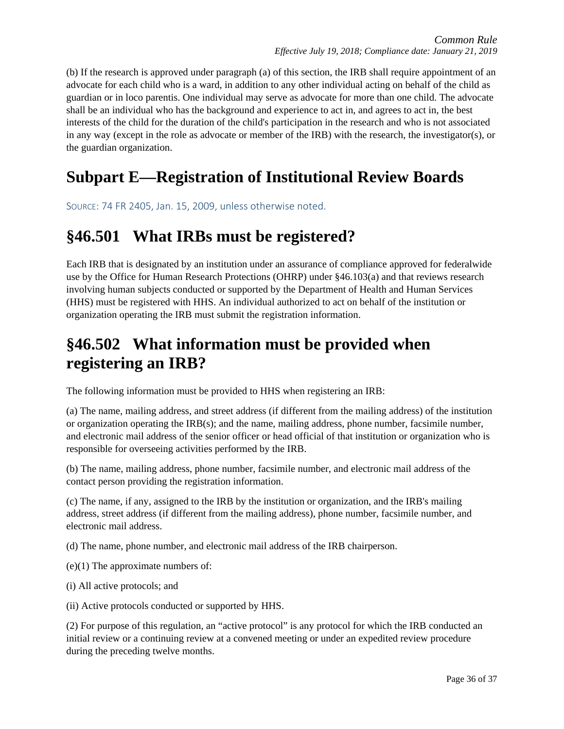(b) If the research is approved under paragraph (a) of this section, the IRB shall require appointment of an advocate for each child who is a ward, in addition to any other individual acting on behalf of the child as guardian or in loco parentis. One individual may serve as advocate for more than one child. The advocate shall be an individual who has the background and experience to act in, and agrees to act in, the best interests of the child for the duration of the child's participation in the research and who is not associated in any way (except in the role as advocate or member of the IRB) with the research, the investigator(s), or the guardian organization.

# Subpart E—Registration of Institutional Review Boards

SOURCE: 74 FR 2405, Jan. 15, 2009, unless otherwise noted.

# §46.501 What IRBs must be registered?

Each IRB that is designated by an institution under an assurance of compliance approved for federalwide use by the Office for Human Research Protections (OHRP) under §46.103(a) and that reviews research involving human subjects conducted or supported by the Department of Health and Human Services (HHS) must be registered with HHS. An individual authorized to act on behalf of the institution or organization operating the IRB must submit the registration information.

# §46.502 What information must be provided when registering an IRB?

The following information must be provided to HHS when registering an IRB:

(a) The name, mailing address, and street address (if different from the mailing address) of the institution or organization operating the IRB(s); and the name, mailing address, phone number, facsimile number, and electronic mail address of the senior officer or head official of that institution or organization who is responsible for overseeing activities performed by the IRB.

(b) The name, mailing address, phone number, facsimile number, and electronic mail address of the contact person providing the registration information.

(c) The name, if any, assigned to the IRB by the institution or organization, and the IRB's mailing address, street address (if different from the mailing address), phone number, facsimile number, and electronic mail address.

(d) The name, phone number, and electronic mail address of the IRB chairperson.

(e)(1) The approximate numbers of:

(i) All active protocols; and

(ii) Active protocols conducted or supported by HHS.

(2) For purpose of this regulation, an "active protocol" is any protocol for which the IRB conducted an initial review or a continuing review at a convened meeting or under an expedited review procedure during the preceding twelve months.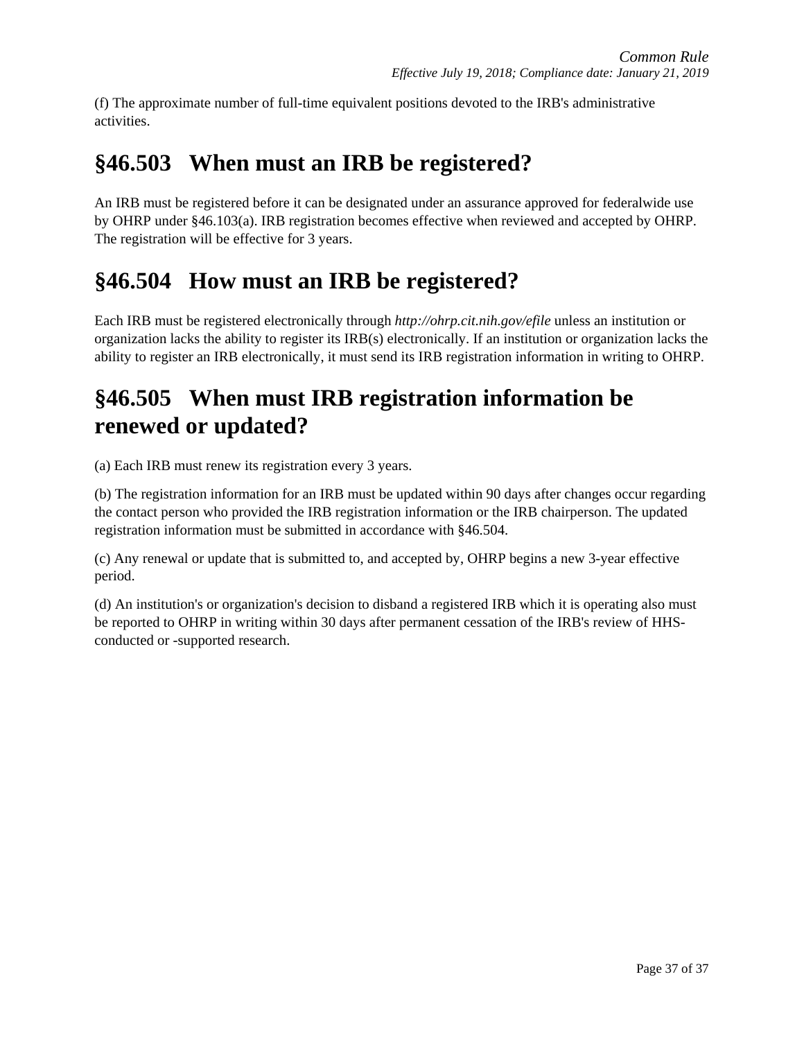(f) The approximate number of full-time equivalent positions devoted to the IRB's administrative activities.

## §46.503 When must an IRB be registered?

An IRB must be registered before it can be designated under an assurance approved for federalwide use by OHRP under §46.103(a). IRB registration becomes effective when reviewed and accepted by OHRP. The registration will be effective for 3 years.

## §46.504 How must an IRB be registered?

Each IRB must be registered electronically through *http://ohrp.cit.nih.gov/efile* unless an institution or organization lacks the ability to register its IRB(s) electronically. If an institution or organization lacks the ability to register an IRB electronically, it must send its IRB registration information in writing to OHRP.

## §46.505 When must IRB registration information be renewed or updated?

(a) Each IRB must renew its registration every 3 years.

(b) The registration information for an IRB must be updated within 90 days after changes occur regarding the contact person who provided the IRB registration information or the IRB chairperson. The updated registration information must be submitted in accordance with §46.504.

(c) Any renewal or update that is submitted to, and accepted by, OHRP begins a new 3-year effective period.

(d) An institution's or organization's decision to disband a registered IRB which it is operating also must be reported to OHRP in writing within 30 days after permanent cessation of the IRB's review of HHS-conducted or -supported research.